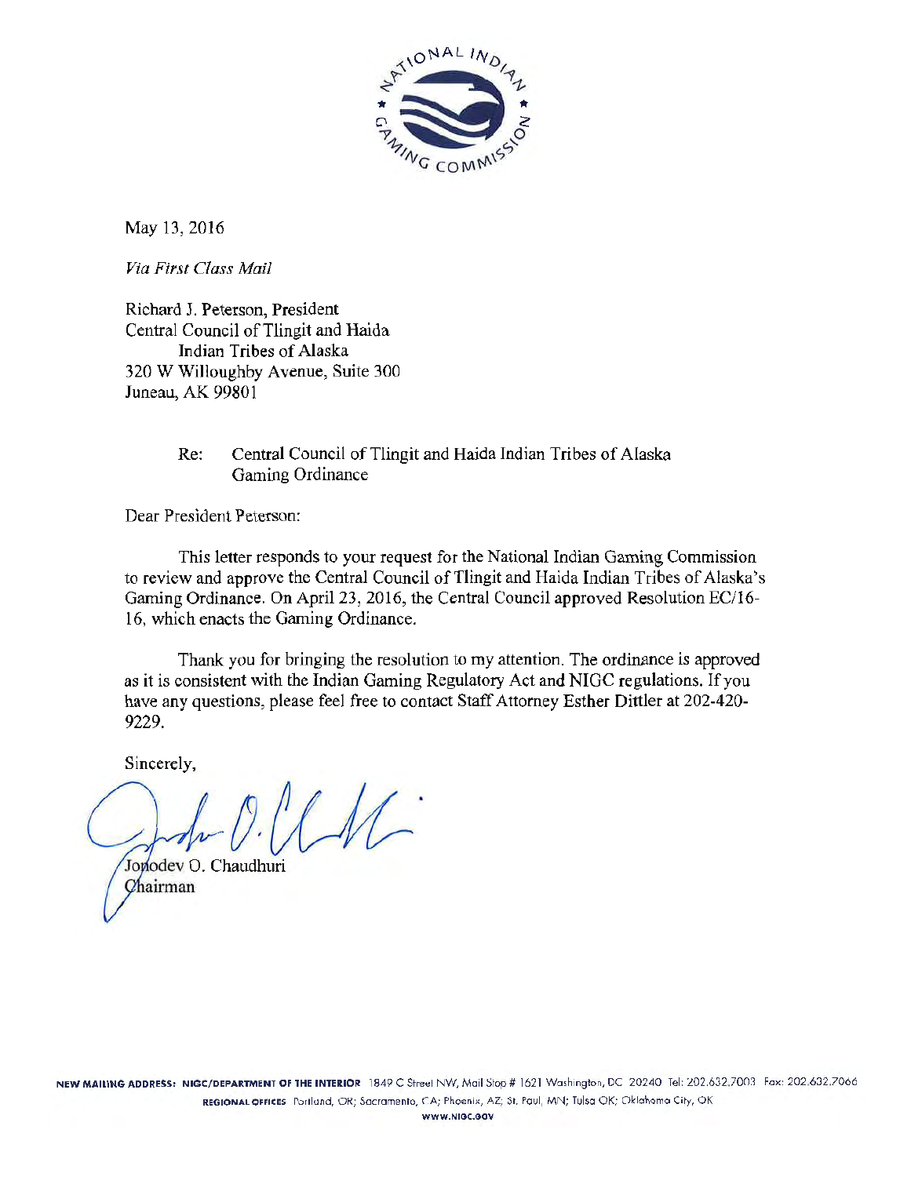May 13, 2016

*Via First Class Mail*

Richard J. Peterson, President
Central Council of Tlingit and Haida
Indian Tribes of Alaska
320 W Willoughby Avenue, Suite 300
Juneau, AK 99801

Re: Central Council of Tlingit and Haida Indian Tribes of Alaska Gaming Ordinance

Dear President Peterson:

This letter responds to your request for the National Indian Gaming Commission to review and approve the Central Council of Tlingit and Haida Indian Tribes of Alaska's Gaming Ordinance. On April 23, 2016, the Central Council approved Resolution EC/16-16, which enacts the Gaming Ordinance.

Thank you for bringing the resolution to my attention. The ordinance is approved as it is consistent with the Indian Gaming Regulatory Act and NIGC regulations. If you have any questions, please feel free to contact Staff Attorney Esther Dittler at 202-420-9229.

Sincerely,

Jonodev O. Chaudhuri
Chairman

NEW MAILING ADDRESS: NIGC/DEPARTMENT OF THE INTERIOR 1849 C Street NW, Mail Stop # 1621 Washington, DC 20240 Tel: 202.632.7003 Fax: 202.632.7066
REGIONAL OFFICES Portland, OR; Sacramento, CA; Phoenix, AZ; St. Paul, MN; Tulsa OK; Oklahoma City, OK
WWW.NIGC.GOV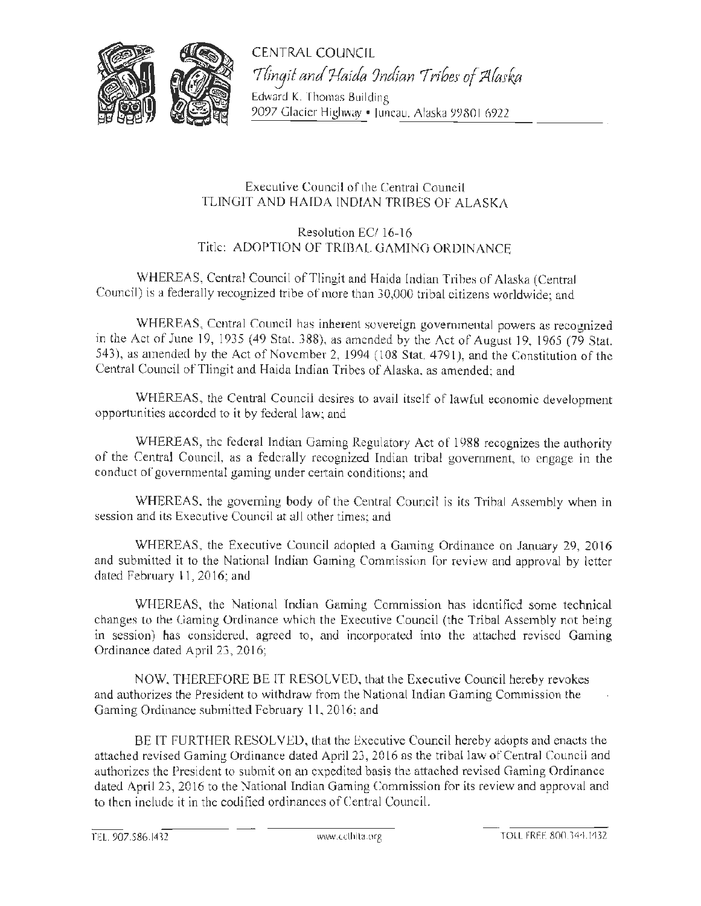CENTRAL COUNCIL

*Tlingit and Haida Indian Tribes of Alaska*

Edward K. Thomas Building
9097 Glacier Highway • Juneau, Alaska 99801 6922

Executive Council of the Central Council
TLINGIT AND HAIDA INDIAN TRIBES OF ALASKA

Resolution EC/ 16-16
Title: ADOPTION OF TRIBAL GAMING ORDINANCE

WHEREAS, Central Council of Tlingit and Haida Indian Tribes of Alaska (Central Council) is a federally recognized tribe of more than 30,000 tribal citizens worldwide; and

WHEREAS, Central Council has inherent sovereign governmental powers as recognized in the Act of June 19, 1935 (49 Stat. 388), as amended by the Act of August 19, 1965 (79 Stat. 543), as amended by the Act of November 2, 1994 (108 Stat. 4791), and the Constitution of the Central Council of Tlingit and Haida Indian Tribes of Alaska, as amended; and

WHEREAS, the Central Council desires to avail itself of lawful economic development opportunities accorded to it by federal law; and

WHEREAS, the federal Indian Gaming Regulatory Act of 1988 recognizes the authority of the Central Council, as a federally recognized Indian tribal government, to engage in the conduct of governmental gaming under certain conditions; and

WHEREAS, the governing body of the Central Council is its Tribal Assembly when in session and its Executive Council at all other times; and

WHEREAS, the Executive Council adopted a Gaming Ordinance on January 29, 2016 and submitted it to the National Indian Gaming Commission for review and approval by letter dated February 11, 2016; and

WHEREAS, the National Indian Gaming Commission has identified some technical changes to the Gaming Ordinance which the Executive Council (the Tribal Assembly not being in session) has considered, agreed to, and incorporated into the attached revised Gaming Ordinance dated April 23, 2016;

NOW, THEREFORE BE IT RESOLVED, that the Executive Council hereby revokes and authorizes the President to withdraw from the National Indian Gaming Commission the Gaming Ordinance submitted February 11, 2016; and

BE IT FURTHER RESOLVED, that the Executive Council hereby adopts and enacts the attached revised Gaming Ordinance dated April 23, 2016 as the tribal law of Central Council and authorizes the President to submit on an expedited basis the attached revised Gaming Ordinance dated April 23, 2016 to the National Indian Gaming Commission for its review and approval and to then include it in the codified ordinances of Central Council.

TEL. 907.586.1432 www.ccthita.org TOLL FREE 800.344.1432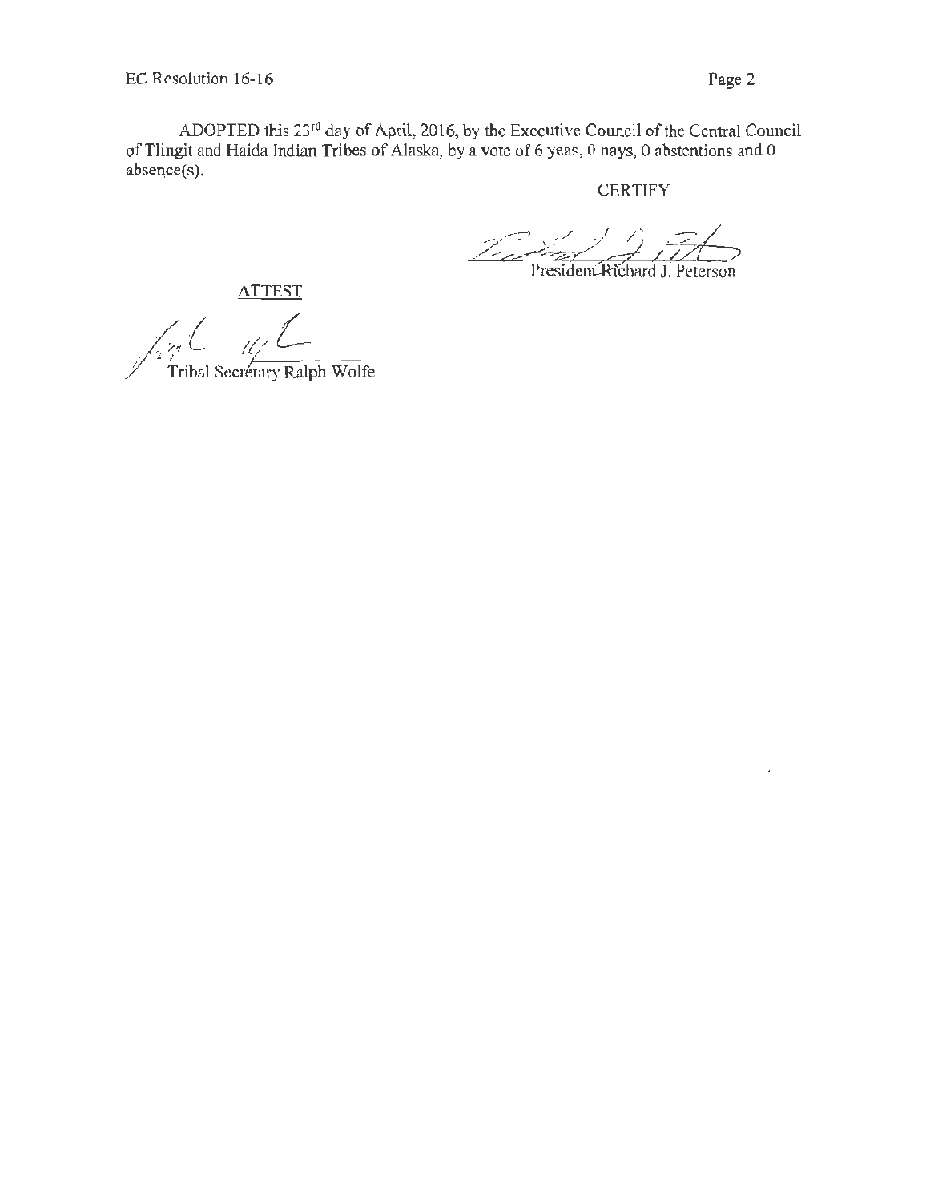ADOPTED this 23rd day of April, 2016, by the Executive Council of the Central Council of Tlingit and Haida Indian Tribes of Alaska, by a vote of 6 yeas, 0 nays, 0 abstentions and 0 absence(s).

CERTIFY

President Richard J. Peterson

ATTEST

Tribal Secretary Ralph Wolfe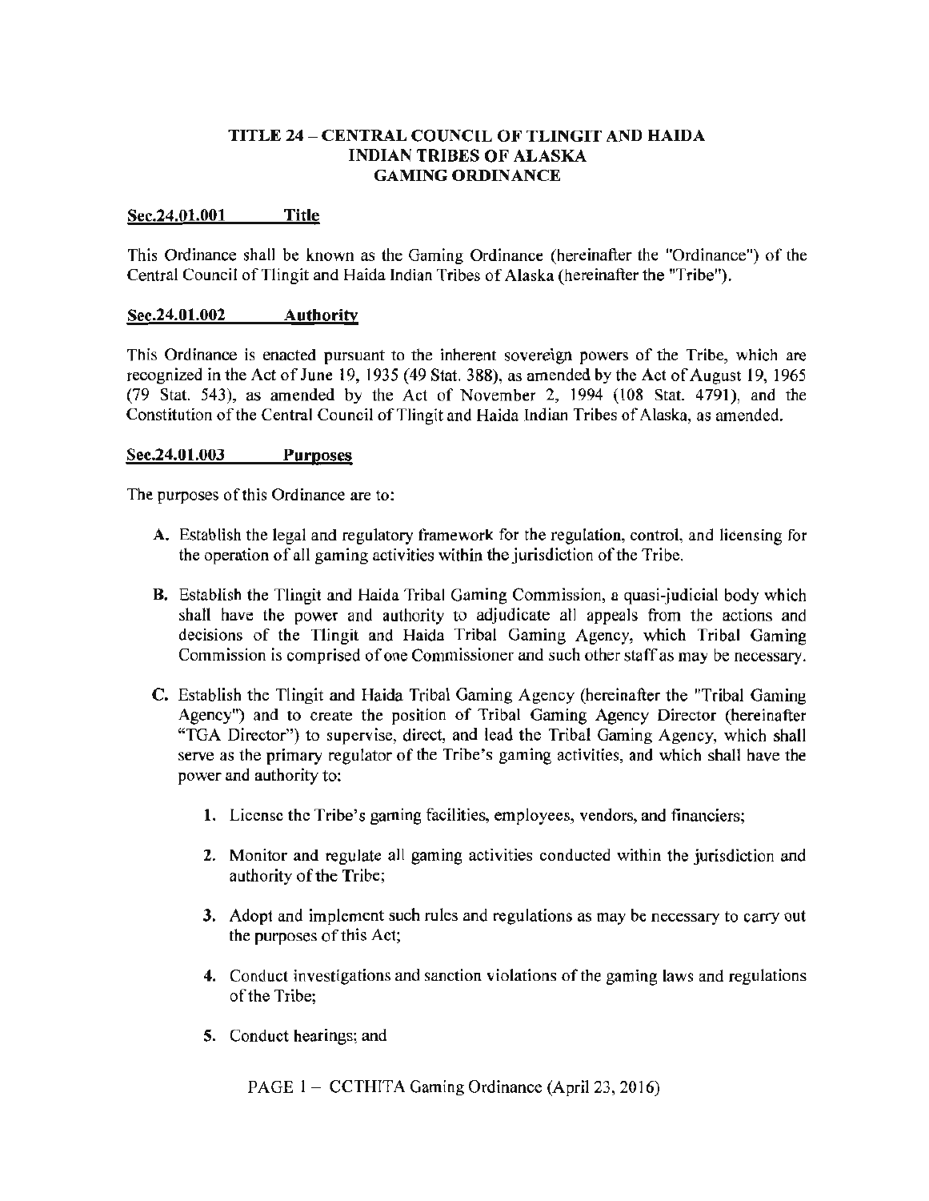# TITLE 24 – CENTRAL COUNCIL OF TLINGIT AND HAIDA INDIAN TRIBES OF ALASKA GAMING ORDINANCE

## Sec.24.01.001 Title

This Ordinance shall be known as the Gaming Ordinance (hereinafter the "Ordinance") of the Central Council of Tlingit and Haida Indian Tribes of Alaska (hereinafter the "Tribe").

## Sec.24.01.002 Authority

This Ordinance is enacted pursuant to the inherent sovereign powers of the Tribe, which are recognized in the Act of June 19, 1935 (49 Stat. 388), as amended by the Act of August 19, 1965 (79 Stat. 543), as amended by the Act of November 2, 1994 (108 Stat. 4791), and the Constitution of the Central Council of Tlingit and Haida Indian Tribes of Alaska, as amended.

## Sec.24.01.003 Purposes

The purposes of this Ordinance are to:

**A.** Establish the legal and regulatory framework for the regulation, control, and licensing for the operation of all gaming activities within the jurisdiction of the Tribe.

**B.** Establish the Tlingit and Haida Tribal Gaming Commission, a quasi-judicial body which shall have the power and authority to adjudicate all appeals from the actions and decisions of the Tlingit and Haida Tribal Gaming Agency, which Tribal Gaming Commission is comprised of one Commissioner and such other staff as may be necessary.

**C.** Establish the Tlingit and Haida Tribal Gaming Agency (hereinafter the "Tribal Gaming Agency") and to create the position of Tribal Gaming Agency Director (hereinafter "TGA Director") to supervise, direct, and lead the Tribal Gaming Agency, which shall serve as the primary regulator of the Tribe's gaming activities, and which shall have the power and authority to:

1. License the Tribe's gaming facilities, employees, vendors, and financiers;
2. Monitor and regulate all gaming activities conducted within the jurisdiction and authority of the Tribe;
3. Adopt and implement such rules and regulations as may be necessary to carry out the purposes of this Act;
4. Conduct investigations and sanction violations of the gaming laws and regulations of the Tribe;
5. Conduct hearings; and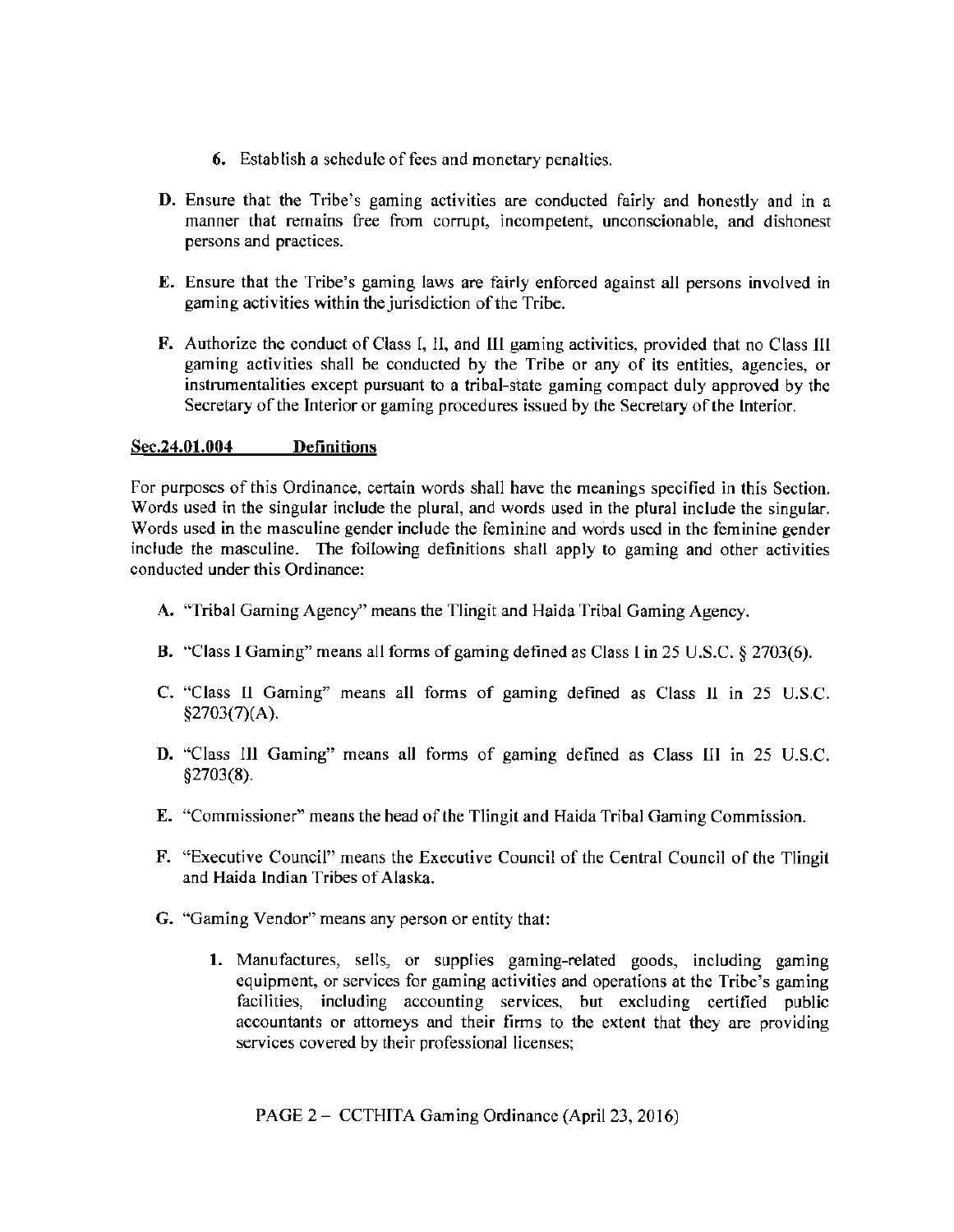6. Establish a schedule of fees and monetary penalties.

D. Ensure that the Tribe's gaming activities are conducted fairly and honestly and in a manner that remains free from corrupt, incompetent, unconscionable, and dishonest persons and practices.

E. Ensure that the Tribe's gaming laws are fairly enforced against all persons involved in gaming activities within the jurisdiction of the Tribe.

F. Authorize the conduct of Class I, II, and III gaming activities, provided that no Class III gaming activities shall be conducted by the Tribe or any of its entities, agencies, or instrumentalities except pursuant to a tribal-state gaming compact duly approved by the Secretary of the Interior or gaming procedures issued by the Secretary of the Interior.

## Sec.24.01.004 Definitions

For purposes of this Ordinance, certain words shall have the meanings specified in this Section. Words used in the singular include the plural, and words used in the plural include the singular. Words used in the masculine gender include the feminine and words used in the feminine gender include the masculine. The following definitions shall apply to gaming and other activities conducted under this Ordinance:

A. "Tribal Gaming Agency" means the Tlingit and Haida Tribal Gaming Agency.

B. "Class I Gaming" means all forms of gaming defined as Class I in 25 U.S.C. § 2703(6).

C. "Class II Gaming" means all forms of gaming defined as Class II in 25 U.S.C. §2703(7)(A).

D. "Class III Gaming" means all forms of gaming defined as Class III in 25 U.S.C. §2703(8).

E. "Commissioner" means the head of the Tlingit and Haida Tribal Gaming Commission.

F. "Executive Council" means the Executive Council of the Central Council of the Tlingit and Haida Indian Tribes of Alaska.

G. "Gaming Vendor" means any person or entity that:

1. Manufactures, sells, or supplies gaming-related goods, including gaming equipment, or services for gaming activities and operations at the Tribe's gaming facilities, including accounting services, but excluding certified public accountants or attorneys and their firms to the extent that they are providing services covered by their professional licenses;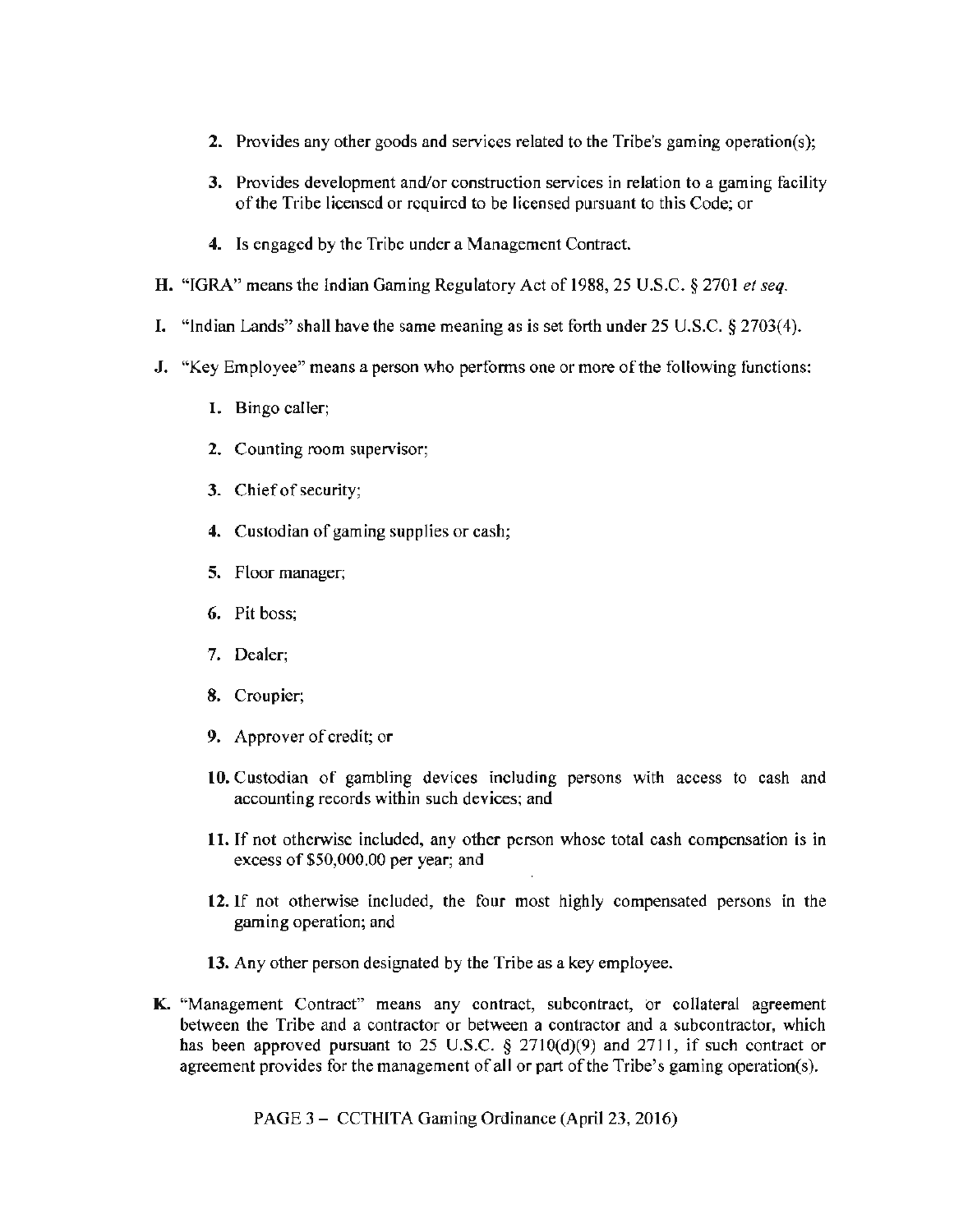2. Provides any other goods and services related to the Tribe's gaming operation(s);

3. Provides development and/or construction services in relation to a gaming facility of the Tribe licensed or required to be licensed pursuant to this Code; or

4. Is engaged by the Tribe under a Management Contract.

**H.** "IGRA" means the Indian Gaming Regulatory Act of 1988, 25 U.S.C. § 2701 *et seq.*

**I.** "Indian Lands" shall have the same meaning as is set forth under 25 U.S.C. § 2703(4).

**J.** "Key Employee" means a person who performs one or more of the following functions:

1. Bingo caller;

2. Counting room supervisor;

3. Chief of security;

4. Custodian of gaming supplies or cash;

5. Floor manager;

6. Pit boss;

7. Dealer;

8. Croupier;

9. Approver of credit; or

10. Custodian of gambling devices including persons with access to cash and accounting records within such devices; and

11. If not otherwise included, any other person whose total cash compensation is in excess of $50,000.00 per year; and

12. If not otherwise included, the four most highly compensated persons in the gaming operation; and

13. Any other person designated by the Tribe as a key employee.

**K.** "Management Contract" means any contract, subcontract, or collateral agreement between the Tribe and a contractor or between a contractor and a subcontractor, which has been approved pursuant to 25 U.S.C. § 2710(d)(9) and 2711, if such contract or agreement provides for the management of all or part of the Tribe's gaming operation(s).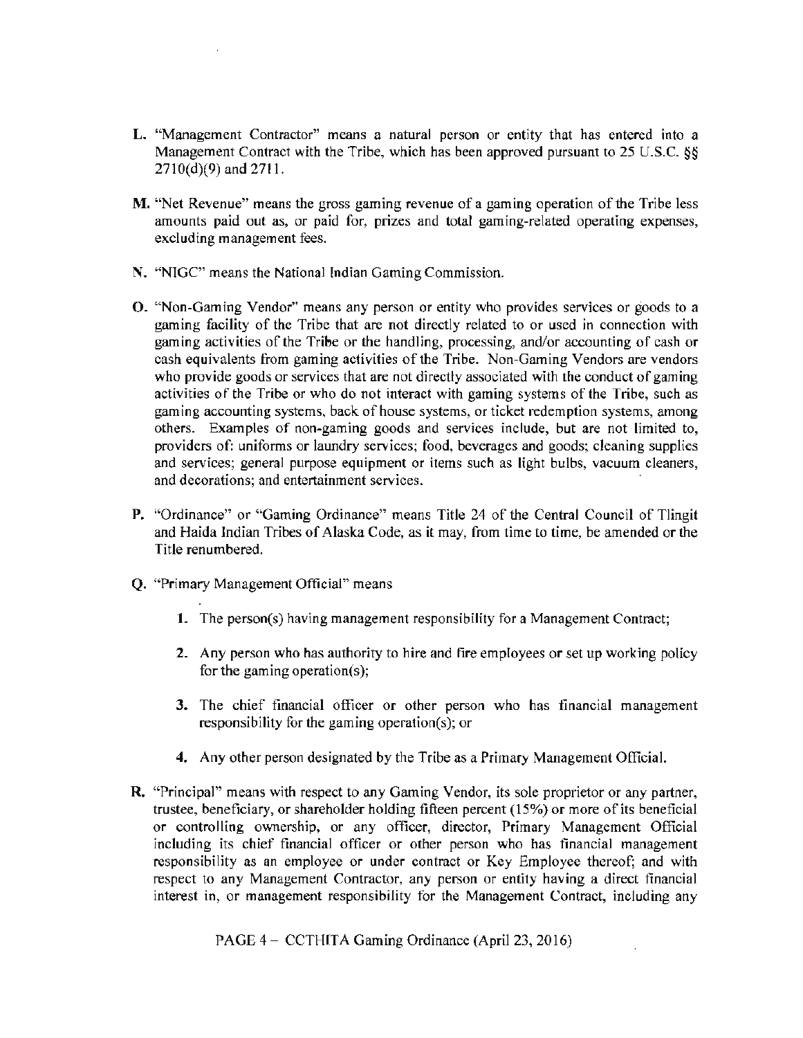L. "Management Contractor" means a natural person or entity that has entered into a Management Contract with the Tribe, which has been approved pursuant to 25 U.S.C. §§ 2710(d)(9) and 2711.

M. "Net Revenue" means the gross gaming revenue of a gaming operation of the Tribe less amounts paid out as, or paid for, prizes and total gaming-related operating expenses, excluding management fees.

N. "NIGC" means the National Indian Gaming Commission.

O. "Non-Gaming Vendor" means any person or entity who provides services or goods to a gaming facility of the Tribe that are not directly related to or used in connection with gaming activities of the Tribe or the handling, processing, and/or accounting of cash or cash equivalents from gaming activities of the Tribe. Non-Gaming Vendors are vendors who provide goods or services that are not directly associated with the conduct of gaming activities of the Tribe or who do not interact with gaming systems of the Tribe, such as gaming accounting systems, back of house systems, or ticket redemption systems, among others. Examples of non-gaming goods and services include, but are not limited to, providers of: uniforms or laundry services; food, beverages and goods; cleaning supplies and services; general purpose equipment or items such as light bulbs, vacuum cleaners, and decorations; and entertainment services.

P. "Ordinance" or "Gaming Ordinance" means Title 24 of the Central Council of Tlingit and Haida Indian Tribes of Alaska Code, as it may, from time to time, be amended or the Title renumbered.

Q. "Primary Management Official" means

1. The person(s) having management responsibility for a Management Contract;
2. Any person who has authority to hire and fire employees or set up working policy for the gaming operation(s);
3. The chief financial officer or other person who has financial management responsibility for the gaming operation(s); or
4. Any other person designated by the Tribe as a Primary Management Official.

R. "Principal" means with respect to any Gaming Vendor, its sole proprietor or any partner, trustee, beneficiary, or shareholder holding fifteen percent (15%) or more of its beneficial or controlling ownership, or any officer, director, Primary Management Official including its chief financial officer or other person who has financial management responsibility as an employee or under contract or Key Employee thereof; and with respect to any Management Contractor, any person or entity having a direct financial interest in, or management responsibility for the Management Contract, including any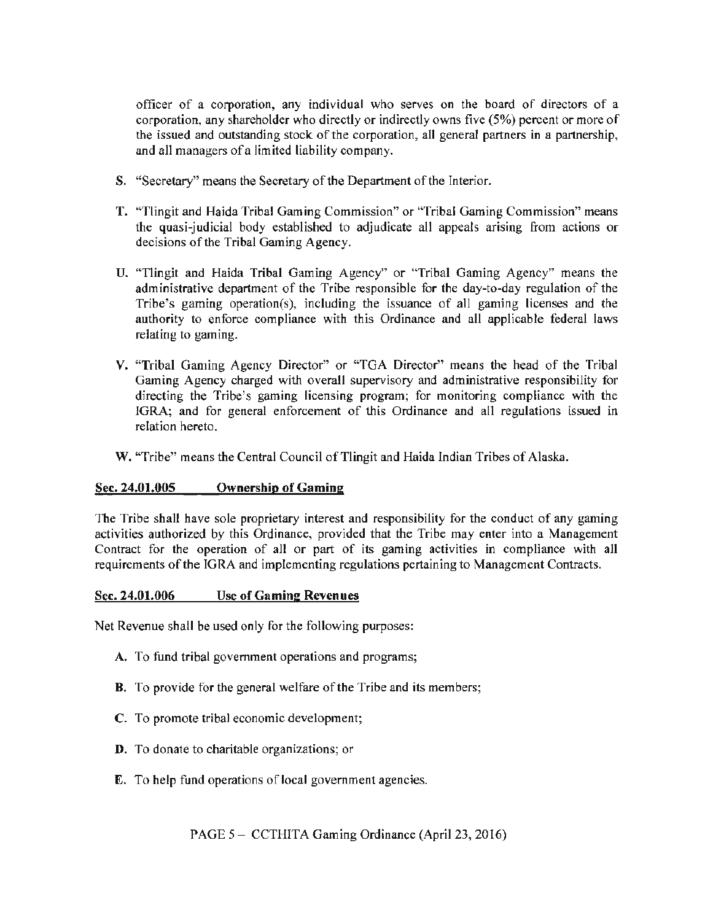officer of a corporation, any individual who serves on the board of directors of a corporation, any shareholder who directly or indirectly owns five (5%) percent or more of the issued and outstanding stock of the corporation, all general partners in a partnership, and all managers of a limited liability company.

**S.** "Secretary" means the Secretary of the Department of the Interior.

**T.** "Tlingit and Haida Tribal Gaming Commission" or "Tribal Gaming Commission" means the quasi-judicial body established to adjudicate all appeals arising from actions or decisions of the Tribal Gaming Agency.

**U.** "Tlingit and Haida Tribal Gaming Agency" or "Tribal Gaming Agency" means the administrative department of the Tribe responsible for the day-to-day regulation of the Tribe's gaming operation(s), including the issuance of all gaming licenses and the authority to enforce compliance with this Ordinance and all applicable federal laws relating to gaming.

**V.** "Tribal Gaming Agency Director" or "TGA Director" means the head of the Tribal Gaming Agency charged with overall supervisory and administrative responsibility for directing the Tribe's gaming licensing program; for monitoring compliance with the IGRA; and for general enforcement of this Ordinance and all regulations issued in relation hereto.

**W.** "Tribe" means the Central Council of Tlingit and Haida Indian Tribes of Alaska.

**Sec. 24.01.005 Ownership of Gaming**

The Tribe shall have sole proprietary interest and responsibility for the conduct of any gaming activities authorized by this Ordinance, provided that the Tribe may enter into a Management Contract for the operation of all or part of its gaming activities in compliance with all requirements of the IGRA and implementing regulations pertaining to Management Contracts.

**Sec. 24.01.006 Use of Gaming Revenues**

Net Revenue shall be used only for the following purposes:

**A.** To fund tribal government operations and programs;

**B.** To provide for the general welfare of the Tribe and its members;

**C.** To promote tribal economic development;

**D.** To donate to charitable organizations; or

**E.** To help fund operations of local government agencies.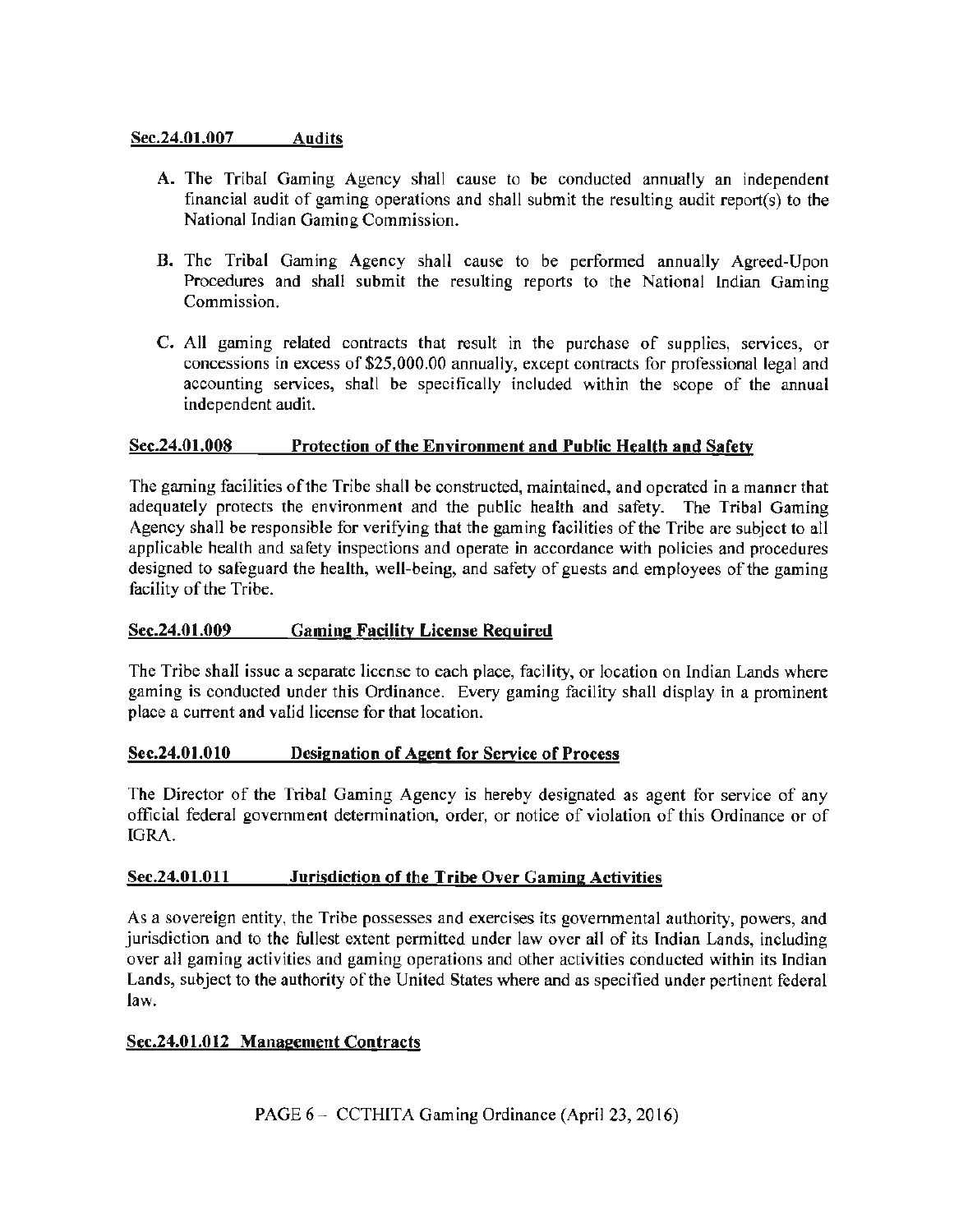**Sec.24.01.007 Audits**

A. The Tribal Gaming Agency shall cause to be conducted annually an independent financial audit of gaming operations and shall submit the resulting audit report(s) to the National Indian Gaming Commission.

B. The Tribal Gaming Agency shall cause to be performed annually Agreed-Upon Procedures and shall submit the resulting reports to the National Indian Gaming Commission.

C. All gaming related contracts that result in the purchase of supplies, services, or concessions in excess of $25,000.00 annually, except contracts for professional legal and accounting services, shall be specifically included within the scope of the annual independent audit.

**Sec.24.01.008 Protection of the Environment and Public Health and Safety**

The gaming facilities of the Tribe shall be constructed, maintained, and operated in a manner that adequately protects the environment and the public health and safety. The Tribal Gaming Agency shall be responsible for verifying that the gaming facilities of the Tribe are subject to all applicable health and safety inspections and operate in accordance with policies and procedures designed to safeguard the health, well-being, and safety of guests and employees of the gaming facility of the Tribe.

**Sec.24.01.009 Gaming Facility License Required**

The Tribe shall issue a separate license to each place, facility, or location on Indian Lands where gaming is conducted under this Ordinance. Every gaming facility shall display in a prominent place a current and valid license for that location.

**Sec.24.01.010 Designation of Agent for Service of Process**

The Director of the Tribal Gaming Agency is hereby designated as agent for service of any official federal government determination, order, or notice of violation of this Ordinance or of IGRA.

**Sec.24.01.011 Jurisdiction of the Tribe Over Gaming Activities**

As a sovereign entity, the Tribe possesses and exercises its governmental authority, powers, and jurisdiction and to the fullest extent permitted under law over all of its Indian Lands, including over all gaming activities and gaming operations and other activities conducted within its Indian Lands, subject to the authority of the United States where and as specified under pertinent federal law.

**Sec.24.01.012 Management Contracts**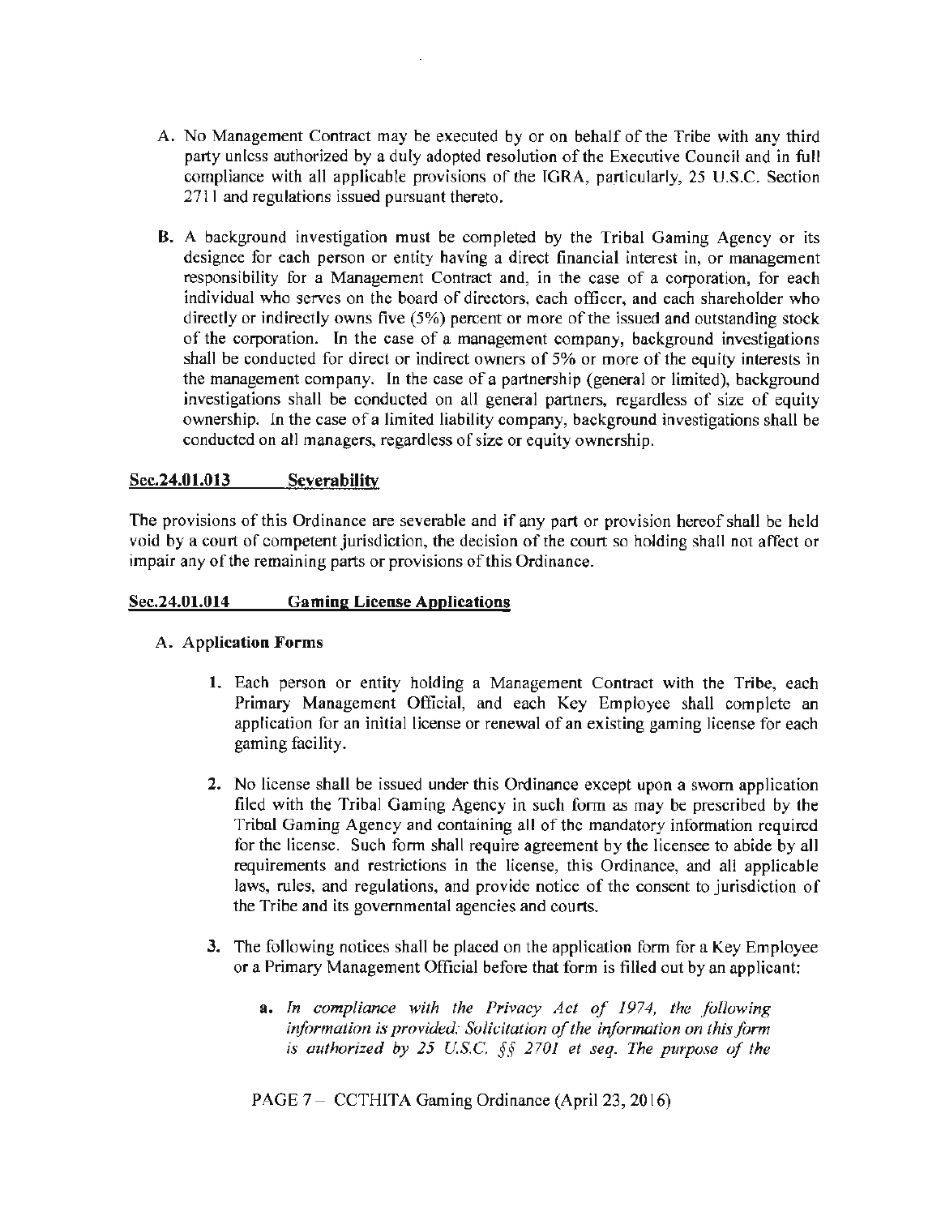A. No Management Contract may be executed by or on behalf of the Tribe with any third party unless authorized by a duly adopted resolution of the Executive Council and in full compliance with all applicable provisions of the IGRA, particularly, 25 U.S.C. Section 2711 and regulations issued pursuant thereto.

B. A background investigation must be completed by the Tribal Gaming Agency or its designee for each person or entity having a direct financial interest in, or management responsibility for a Management Contract and, in the case of a corporation, for each individual who serves on the board of directors, each officer, and each shareholder who directly or indirectly owns five (5%) percent or more of the issued and outstanding stock of the corporation. In the case of a management company, background investigations shall be conducted for direct or indirect owners of 5% or more of the equity interests in the management company. In the case of a partnership (general or limited), background investigations shall be conducted on all general partners, regardless of size of equity ownership. In the case of a limited liability company, background investigations shall be conducted on all managers, regardless of size or equity ownership.

## Sec.24.01.013 Severability

The provisions of this Ordinance are severable and if any part or provision hereof shall be held void by a court of competent jurisdiction, the decision of the court so holding shall not affect or impair any of the remaining parts or provisions of this Ordinance.

## Sec.24.01.014 Gaming License Applications

A. **Application Forms**

1. Each person or entity holding a Management Contract with the Tribe, each Primary Management Official, and each Key Employee shall complete an application for an initial license or renewal of an existing gaming license for each gaming facility.

2. No license shall be issued under this Ordinance except upon a sworn application filed with the Tribal Gaming Agency in such form as may be prescribed by the Tribal Gaming Agency and containing all of the mandatory information required for the license. Such form shall require agreement by the licensee to abide by all requirements and restrictions in the license, this Ordinance, and all applicable laws, rules, and regulations, and provide notice of the consent to jurisdiction of the Tribe and its governmental agencies and courts.

3. The following notices shall be placed on the application form for a Key Employee or a Primary Management Official before that form is filled out by an applicant:

    a. *In compliance with the Privacy Act of 1974, the following information is provided: Solicitation of the information on this form is authorized by 25 U.S.C. §§ 2701 et seq. The purpose of the*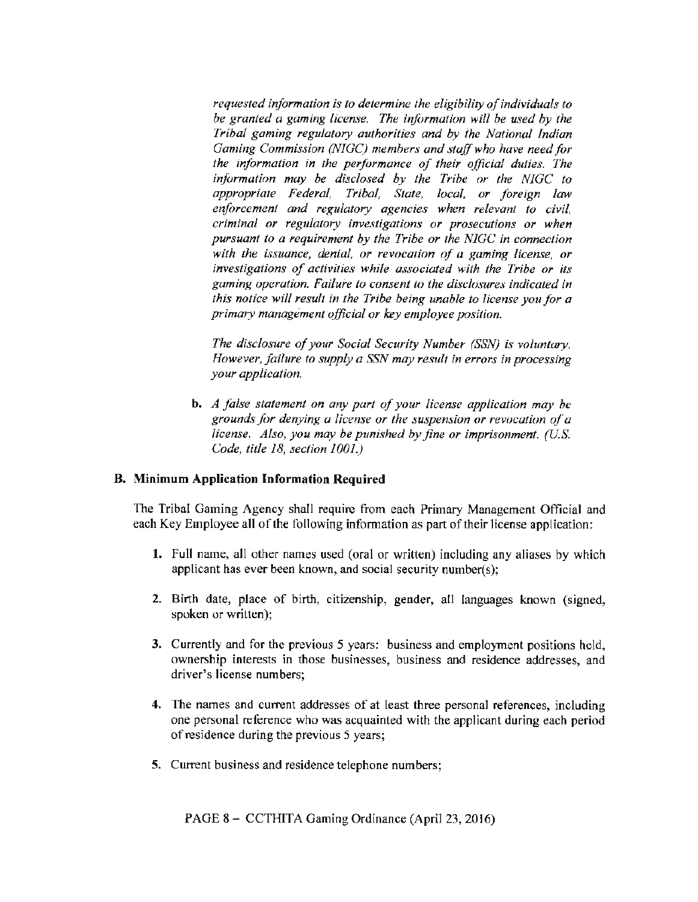*requested information is to determine the eligibility of individuals to be granted a gaming license. The information will be used by the Tribal gaming regulatory authorities and by the National Indian Gaming Commission (NIGC) members and staff who have need for the information in the performance of their official duties. The information may be disclosed by the Tribe or the NIGC to appropriate Federal, Tribal, State, local, or foreign law enforcement and regulatory agencies when relevant to civil, criminal or regulatory investigations or prosecutions or when pursuant to a requirement by the Tribe or the NIGC in connection with the issuance, denial, or revocation of a gaming license, or investigations of activities while associated with the Tribe or its gaming operation. Failure to consent to the disclosures indicated in this notice will result in the Tribe being unable to license you for a primary management official or key employee position.*

*The disclosure of your Social Security Number (SSN) is voluntary. However, failure to supply a SSN may result in errors in processing your application.*

**b.** *A false statement on any part of your license application may be grounds for denying a license or the suspension or revocation of a license. Also, you may be punished by fine or imprisonment. (U.S. Code, title 18, section 1001.)*

### B. Minimum Application Information Required

The Tribal Gaming Agency shall require from each Primary Management Official and each Key Employee all of the following information as part of their license application:

1. Full name, all other names used (oral or written) including any aliases by which applicant has ever been known, and social security number(s);

2. Birth date, place of birth, citizenship, gender, all languages known (signed, spoken or written);

3. Currently and for the previous 5 years: business and employment positions held, ownership interests in those businesses, business and residence addresses, and driver's license numbers;

4. The names and current addresses of at least three personal references, including one personal reference who was acquainted with the applicant during each period of residence during the previous 5 years;

5. Current business and residence telephone numbers;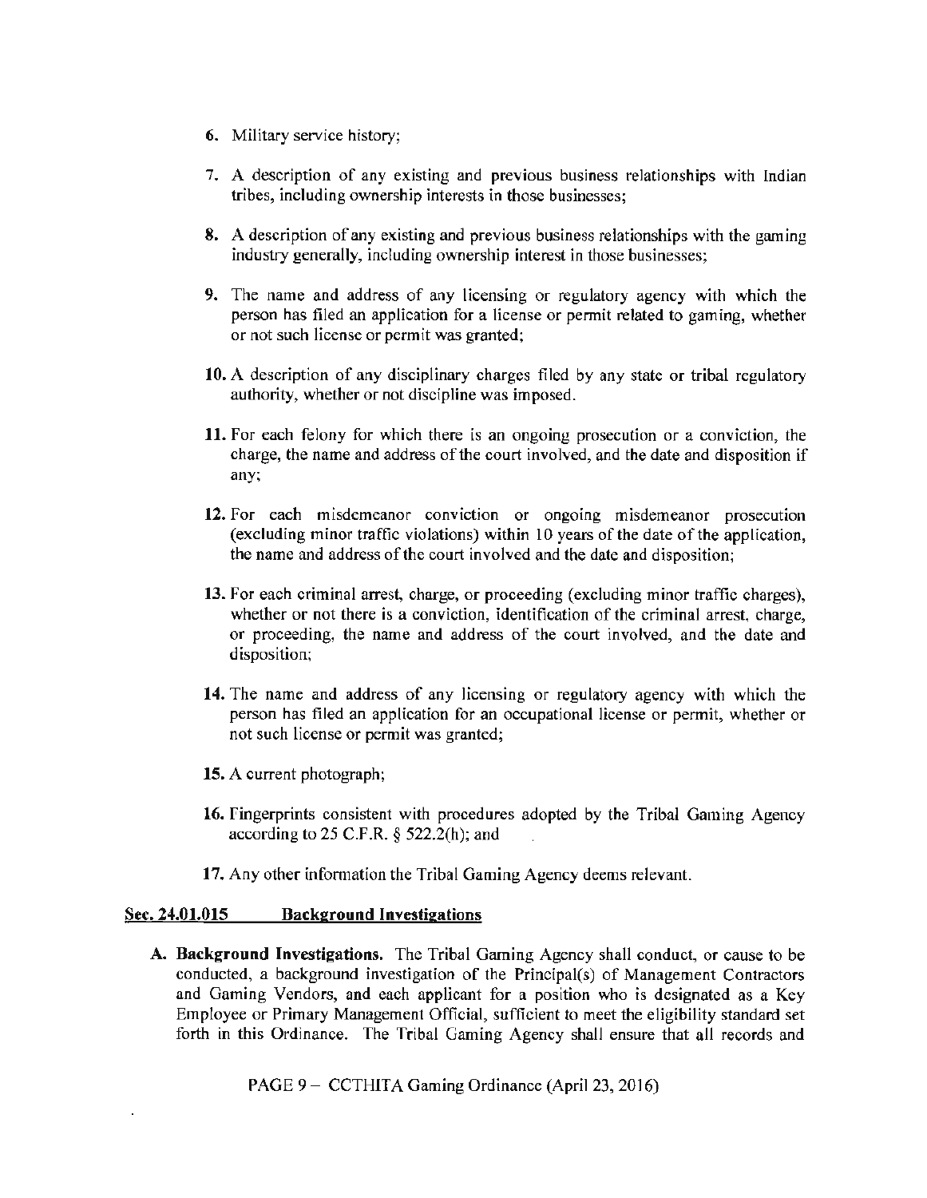6. Military service history;

7. A description of any existing and previous business relationships with Indian tribes, including ownership interests in those businesses;

8. A description of any existing and previous business relationships with the gaming industry generally, including ownership interest in those businesses;

9. The name and address of any licensing or regulatory agency with which the person has filed an application for a license or permit related to gaming, whether or not such license or permit was granted;

10. A description of any disciplinary charges filed by any state or tribal regulatory authority, whether or not discipline was imposed.

11. For each felony for which there is an ongoing prosecution or a conviction, the charge, the name and address of the court involved, and the date and disposition if any;

12. For each misdemeanor conviction or ongoing misdemeanor prosecution (excluding minor traffic violations) within 10 years of the date of the application, the name and address of the court involved and the date and disposition;

13. For each criminal arrest, charge, or proceeding (excluding minor traffic charges), whether or not there is a conviction, identification of the criminal arrest, charge, or proceeding, the name and address of the court involved, and the date and disposition;

14. The name and address of any licensing or regulatory agency with which the person has filed an application for an occupational license or permit, whether or not such license or permit was granted;

15. A current photograph;

16. Fingerprints consistent with procedures adopted by the Tribal Gaming Agency according to 25 C.F.R. § 522.2(h); and

17. Any other information the Tribal Gaming Agency deems relevant.

**Sec. 24.01.015 Background Investigations**

**A. Background Investigations.** The Tribal Gaming Agency shall conduct, or cause to be conducted, a background investigation of the Principal(s) of Management Contractors and Gaming Vendors, and each applicant for a position who is designated as a Key Employee or Primary Management Official, sufficient to meet the eligibility standard set forth in this Ordinance. The Tribal Gaming Agency shall ensure that all records and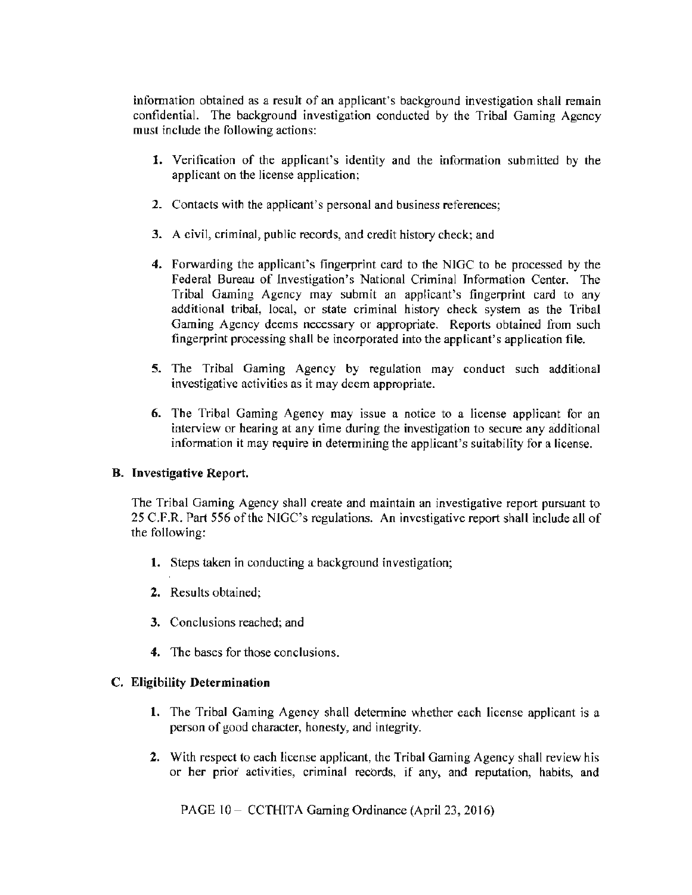information obtained as a result of an applicant's background investigation shall remain confidential. The background investigation conducted by the Tribal Gaming Agency must include the following actions:

1. Verification of the applicant's identity and the information submitted by the applicant on the license application;

2. Contacts with the applicant's personal and business references;

3. A civil, criminal, public records, and credit history check; and

4. Forwarding the applicant's fingerprint card to the NIGC to be processed by the Federal Bureau of Investigation's National Criminal Information Center. The Tribal Gaming Agency may submit an applicant's fingerprint card to any additional tribal, local, or state criminal history check system as the Tribal Gaming Agency deems necessary or appropriate. Reports obtained from such fingerprint processing shall be incorporated into the applicant's application file.

5. The Tribal Gaming Agency by regulation may conduct such additional investigative activities as it may deem appropriate.

6. The Tribal Gaming Agency may issue a notice to a license applicant for an interview or hearing at any time during the investigation to secure any additional information it may require in determining the applicant's suitability for a license.

**B. Investigative Report.**

The Tribal Gaming Agency shall create and maintain an investigative report pursuant to 25 C.F.R. Part 556 of the NIGC's regulations. An investigative report shall include all of the following:

1. Steps taken in conducting a background investigation;

2. Results obtained;

3. Conclusions reached; and

4. The bases for those conclusions.

**C. Eligibility Determination**

1. The Tribal Gaming Agency shall determine whether each license applicant is a person of good character, honesty, and integrity.

2. With respect to each license applicant, the Tribal Gaming Agency shall review his or her prior activities, criminal records, if any, and reputation, habits, and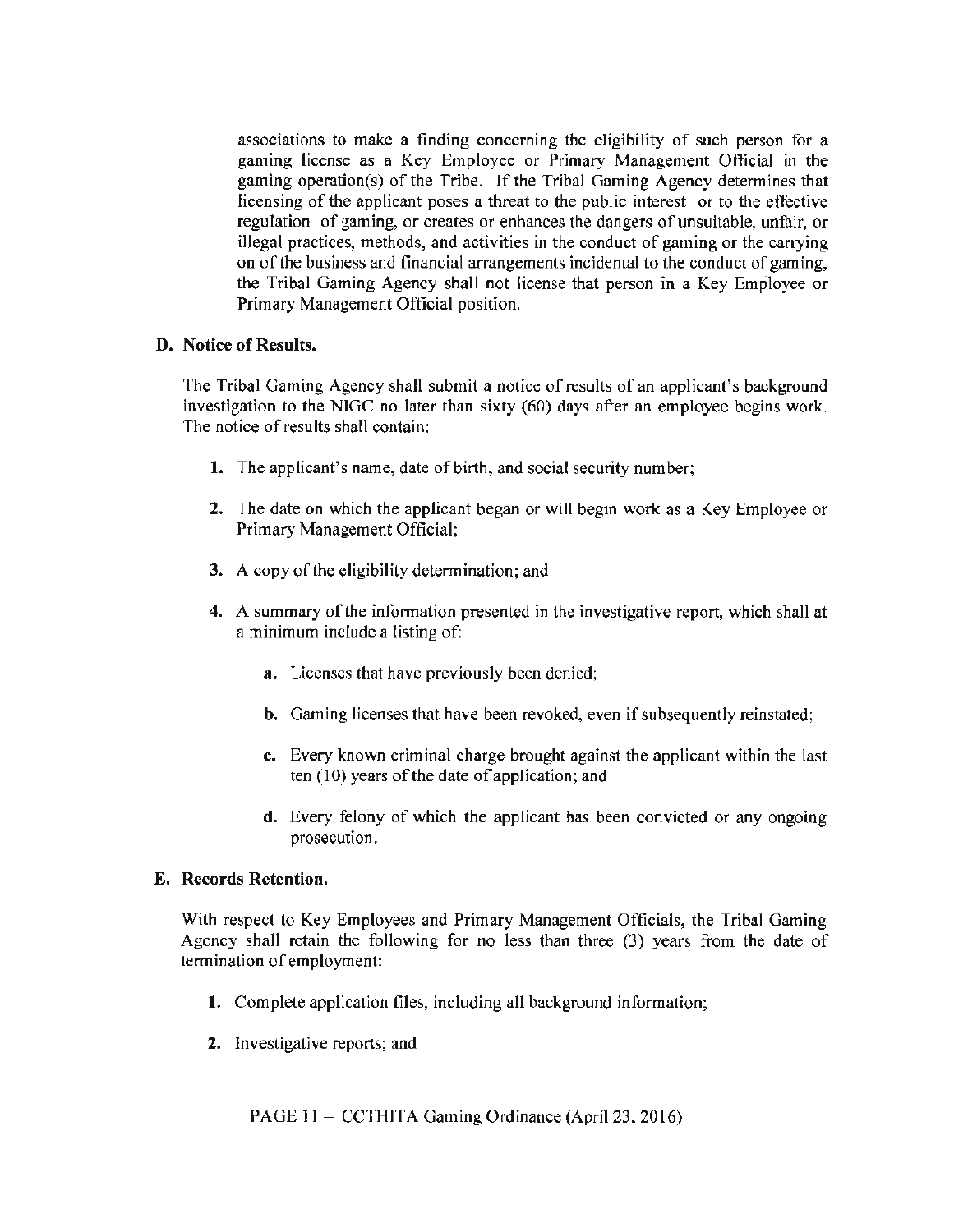associations to make a finding concerning the eligibility of such person for a gaming license as a Key Employee or Primary Management Official in the gaming operation(s) of the Tribe. If the Tribal Gaming Agency determines that licensing of the applicant poses a threat to the public interest or to the effective regulation of gaming, or creates or enhances the dangers of unsuitable, unfair, or illegal practices, methods, and activities in the conduct of gaming or the carrying on of the business and financial arrangements incidental to the conduct of gaming, the Tribal Gaming Agency shall not license that person in a Key Employee or Primary Management Official position.

**D. Notice of Results.**

The Tribal Gaming Agency shall submit a notice of results of an applicant's background investigation to the NIGC no later than sixty (60) days after an employee begins work. The notice of results shall contain:

1. The applicant's name, date of birth, and social security number;

2. The date on which the applicant began or will begin work as a Key Employee or Primary Management Official;

3. A copy of the eligibility determination; and

4. A summary of the information presented in the investigative report, which shall at a minimum include a listing of:

   a. Licenses that have previously been denied;

   b. Gaming licenses that have been revoked, even if subsequently reinstated;

   c. Every known criminal charge brought against the applicant within the last ten (10) years of the date of application; and

   d. Every felony of which the applicant has been convicted or any ongoing prosecution.

**E. Records Retention.**

With respect to Key Employees and Primary Management Officials, the Tribal Gaming Agency shall retain the following for no less than three (3) years from the date of termination of employment:

1. Complete application files, including all background information;

2. Investigative reports; and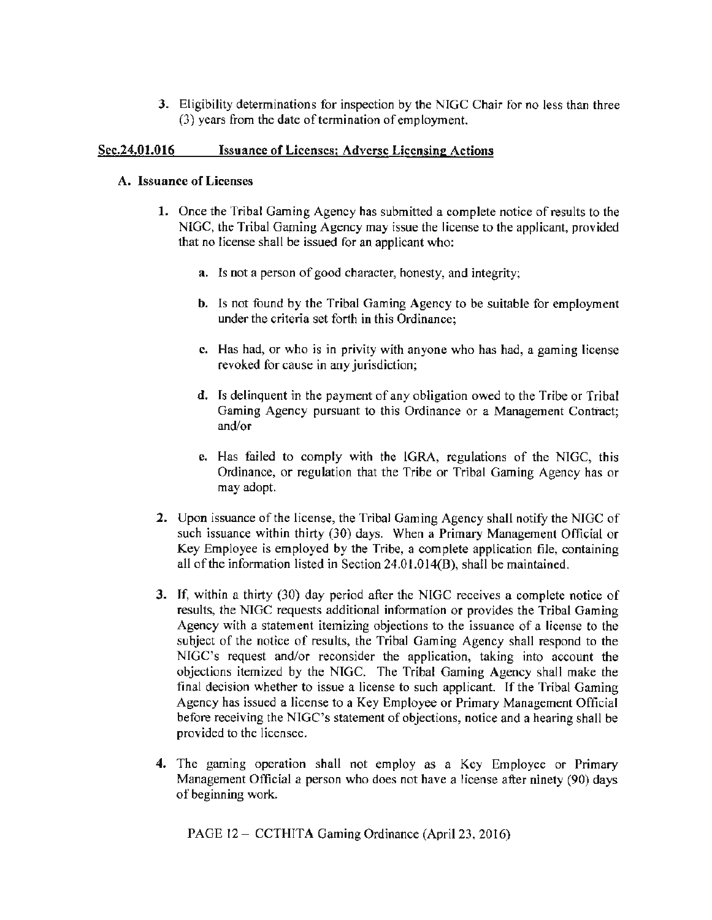3. Eligibility determinations for inspection by the NIGC Chair for no less than three (3) years from the date of termination of employment.

## Sec.24.01.016 Issuance of Licenses; Adverse Licensing Actions

### A. Issuance of Licenses

1. Once the Tribal Gaming Agency has submitted a complete notice of results to the NIGC, the Tribal Gaming Agency may issue the license to the applicant, provided that no license shall be issued for an applicant who:

   a. Is not a person of good character, honesty, and integrity;

   b. Is not found by the Tribal Gaming Agency to be suitable for employment under the criteria set forth in this Ordinance;

   c. Has had, or who is in privity with anyone who has had, a gaming license revoked for cause in any jurisdiction;

   d. Is delinquent in the payment of any obligation owed to the Tribe or Tribal Gaming Agency pursuant to this Ordinance or a Management Contract; and/or

   e. Has failed to comply with the IGRA, regulations of the NIGC, this Ordinance, or regulation that the Tribe or Tribal Gaming Agency has or may adopt.

2. Upon issuance of the license, the Tribal Gaming Agency shall notify the NIGC of such issuance within thirty (30) days. When a Primary Management Official or Key Employee is employed by the Tribe, a complete application file, containing all of the information listed in Section 24.01.014(B), shall be maintained.

3. If, within a thirty (30) day period after the NIGC receives a complete notice of results, the NIGC requests additional information or provides the Tribal Gaming Agency with a statement itemizing objections to the issuance of a license to the subject of the notice of results, the Tribal Gaming Agency shall respond to the NIGC's request and/or reconsider the application, taking into account the objections itemized by the NIGC. The Tribal Gaming Agency shall make the final decision whether to issue a license to such applicant. If the Tribal Gaming Agency has issued a license to a Key Employee or Primary Management Official before receiving the NIGC's statement of objections, notice and a hearing shall be provided to the licensee.

4. The gaming operation shall not employ as a Key Employee or Primary Management Official a person who does not have a license after ninety (90) days of beginning work.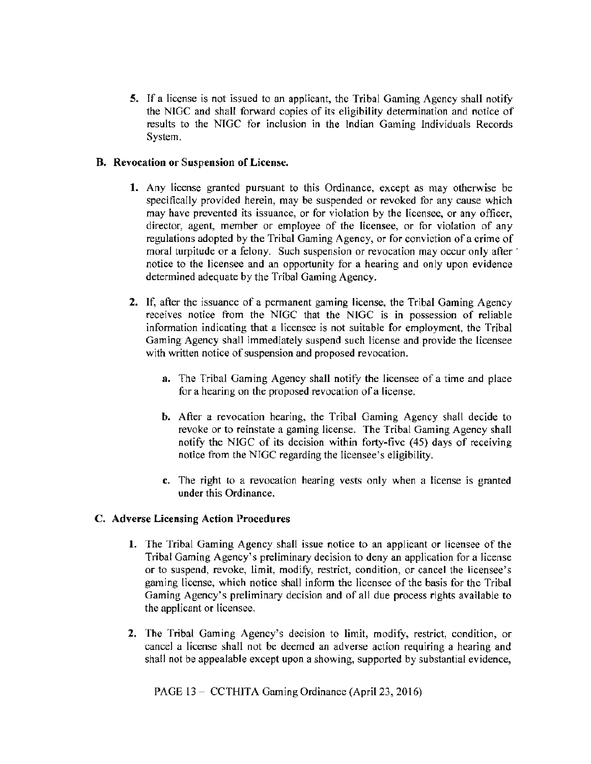5. If a license is not issued to an applicant, the Tribal Gaming Agency shall notify the NIGC and shall forward copies of its eligibility determination and notice of results to the NIGC for inclusion in the Indian Gaming Individuals Records System.

**B. Revocation or Suspension of License.**

1. Any license granted pursuant to this Ordinance, except as may otherwise be specifically provided herein, may be suspended or revoked for any cause which may have prevented its issuance, or for violation by the licensee, or any officer, director, agent, member or employee of the licensee, or for violation of any regulations adopted by the Tribal Gaming Agency, or for conviction of a crime of moral turpitude or a felony. Such suspension or revocation may occur only after notice to the licensee and an opportunity for a hearing and only upon evidence determined adequate by the Tribal Gaming Agency.

2. If, after the issuance of a permanent gaming license, the Tribal Gaming Agency receives notice from the NIGC that the NIGC is in possession of reliable information indicating that a licensee is not suitable for employment, the Tribal Gaming Agency shall immediately suspend such license and provide the licensee with written notice of suspension and proposed revocation.

    a. The Tribal Gaming Agency shall notify the licensee of a time and place for a hearing on the proposed revocation of a license.

    b. After a revocation hearing, the Tribal Gaming Agency shall decide to revoke or to reinstate a gaming license. The Tribal Gaming Agency shall notify the NIGC of its decision within forty-five (45) days of receiving notice from the NIGC regarding the licensee's eligibility.

    c. The right to a revocation hearing vests only when a license is granted under this Ordinance.

**C. Adverse Licensing Action Procedures**

1. The Tribal Gaming Agency shall issue notice to an applicant or licensee of the Tribal Gaming Agency's preliminary decision to deny an application for a license or to suspend, revoke, limit, modify, restrict, condition, or cancel the licensee's gaming license, which notice shall inform the licensee of the basis for the Tribal Gaming Agency's preliminary decision and of all due process rights available to the applicant or licensee.

2. The Tribal Gaming Agency's decision to limit, modify, restrict, condition, or cancel a license shall not be deemed an adverse action requiring a hearing and shall not be appealable except upon a showing, supported by substantial evidence,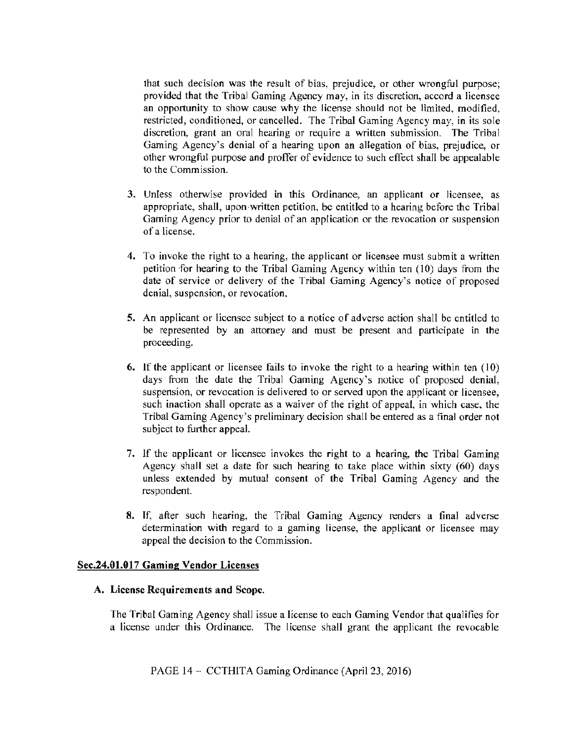that such decision was the result of bias, prejudice, or other wrongful purpose; provided that the Tribal Gaming Agency may, in its discretion, accord a licensee an opportunity to show cause why the license should not be limited, modified, restricted, conditioned, or cancelled. The Tribal Gaming Agency may, in its sole discretion, grant an oral hearing or require a written submission. The Tribal Gaming Agency's denial of a hearing upon an allegation of bias, prejudice, or other wrongful purpose and proffer of evidence to such effect shall be appealable to the Commission.

3. Unless otherwise provided in this Ordinance, an applicant or licensee, as appropriate, shall, upon written petition, be entitled to a hearing before the Tribal Gaming Agency prior to denial of an application or the revocation or suspension of a license.

4. To invoke the right to a hearing, the applicant or licensee must submit a written petition for hearing to the Tribal Gaming Agency within ten (10) days from the date of service or delivery of the Tribal Gaming Agency's notice of proposed denial, suspension, or revocation.

5. An applicant or licensee subject to a notice of adverse action shall be entitled to be represented by an attorney and must be present and participate in the proceeding.

6. If the applicant or licensee fails to invoke the right to a hearing within ten (10) days from the date the Tribal Gaming Agency's notice of proposed denial, suspension, or revocation is delivered to or served upon the applicant or licensee, such inaction shall operate as a waiver of the right of appeal, in which case, the Tribal Gaming Agency's preliminary decision shall be entered as a final order not subject to further appeal.

7. If the applicant or licensee invokes the right to a hearing, the Tribal Gaming Agency shall set a date for such hearing to take place within sixty (60) days unless extended by mutual consent of the Tribal Gaming Agency and the respondent.

8. If, after such hearing, the Tribal Gaming Agency renders a final adverse determination with regard to a gaming license, the applicant or licensee may appeal the decision to the Commission.

## Sec.24.01.017 Gaming Vendor Licenses

### A. License Requirements and Scope.

The Tribal Gaming Agency shall issue a license to each Gaming Vendor that qualifies for a license under this Ordinance. The license shall grant the applicant the revocable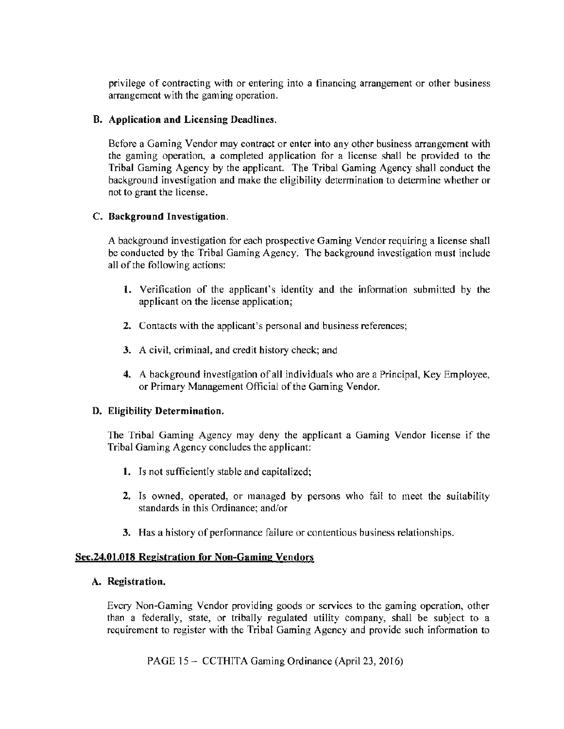privilege of contracting with or entering into a financing arrangement or other business arrangement with the gaming operation.

**B. Application and Licensing Deadlines.**

Before a Gaming Vendor may contract or enter into any other business arrangement with the gaming operation, a completed application for a license shall be provided to the Tribal Gaming Agency by the applicant. The Tribal Gaming Agency shall conduct the background investigation and make the eligibility determination to determine whether or not to grant the license.

**C. Background Investigation.**

A background investigation for each prospective Gaming Vendor requiring a license shall be conducted by the Tribal Gaming Agency. The background investigation must include all of the following actions:

1. Verification of the applicant's identity and the information submitted by the applicant on the license application;
2. Contacts with the applicant's personal and business references;
3. A civil, criminal, and credit history check; and
4. A background investigation of all individuals who are a Principal, Key Employee, or Primary Management Official of the Gaming Vendor.

**D. Eligibility Determination.**

The Tribal Gaming Agency may deny the applicant a Gaming Vendor license if the Tribal Gaming Agency concludes the applicant:

1. Is not sufficiently stable and capitalized;
2. Is owned, operated, or managed by persons who fail to meet the suitability standards in this Ordinance; and/or
3. Has a history of performance failure or contentious business relationships.

**Sec.24.01.018 Registration for Non-Gaming Vendors**

**A. Registration.**

Every Non-Gaming Vendor providing goods or services to the gaming operation, other than a federally, state, or tribally regulated utility company, shall be subject to a requirement to register with the Tribal Gaming Agency and provide such information to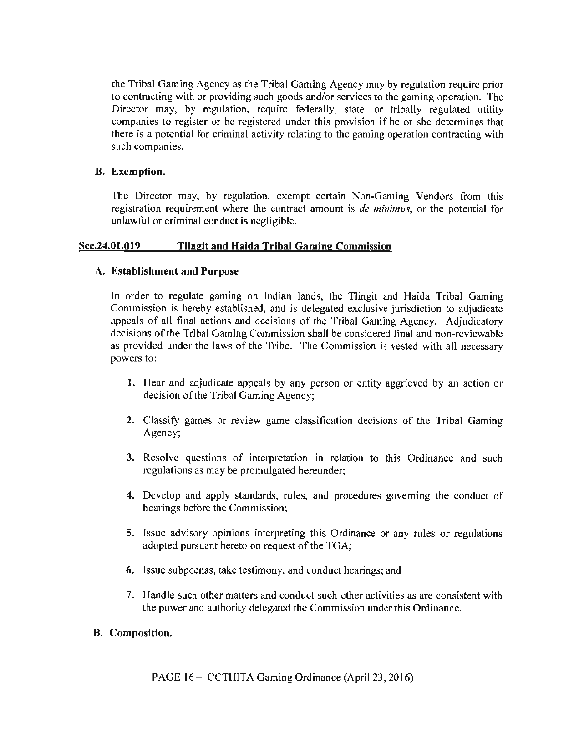the Tribal Gaming Agency as the Tribal Gaming Agency may by regulation require prior to contracting with or providing such goods and/or services to the gaming operation. The Director may, by regulation, require federally, state, or tribally regulated utility companies to register or be registered under this provision if he or she determines that there is a potential for criminal activity relating to the gaming operation contracting with such companies.

**B. Exemption.**

The Director may, by regulation, exempt certain Non-Gaming Vendors from this registration requirement where the contract amount is *de minimus*, or the potential for unlawful or criminal conduct is negligible.

## Sec.24.01.019 Tlingit and Haida Tribal Gaming Commission

**A. Establishment and Purpose**

In order to regulate gaming on Indian lands, the Tlingit and Haida Tribal Gaming Commission is hereby established, and is delegated exclusive jurisdiction to adjudicate appeals of all final actions and decisions of the Tribal Gaming Agency. Adjudicatory decisions of the Tribal Gaming Commission shall be considered final and non-reviewable as provided under the laws of the Tribe. The Commission is vested with all necessary powers to:

1. Hear and adjudicate appeals by any person or entity aggrieved by an action or decision of the Tribal Gaming Agency;

2. Classify games or review game classification decisions of the Tribal Gaming Agency;

3. Resolve questions of interpretation in relation to this Ordinance and such regulations as may be promulgated hereunder;

4. Develop and apply standards, rules, and procedures governing the conduct of hearings before the Commission;

5. Issue advisory opinions interpreting this Ordinance or any rules or regulations adopted pursuant hereto on request of the TGA;

6. Issue subpoenas, take testimony, and conduct hearings; and

7. Handle such other matters and conduct such other activities as are consistent with the power and authority delegated the Commission under this Ordinance.

**B. Composition.**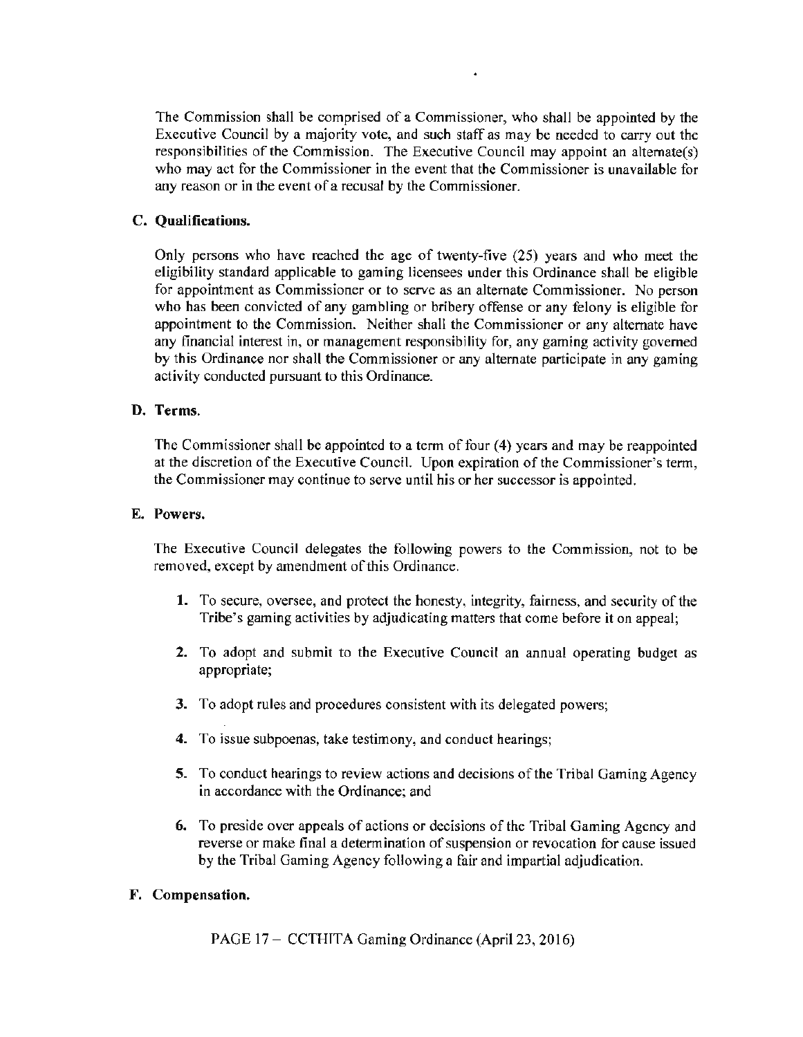The Commission shall be comprised of a Commissioner, who shall be appointed by the Executive Council by a majority vote, and such staff as may be needed to carry out the responsibilities of the Commission. The Executive Council may appoint an alternate(s) who may act for the Commissioner in the event that the Commissioner is unavailable for any reason or in the event of a recusal by the Commissioner.

### C. Qualifications.

Only persons who have reached the age of twenty-five (25) years and who meet the eligibility standard applicable to gaming licensees under this Ordinance shall be eligible for appointment as Commissioner or to serve as an alternate Commissioner. No person who has been convicted of any gambling or bribery offense or any felony is eligible for appointment to the Commission. Neither shall the Commissioner or any alternate have any financial interest in, or management responsibility for, any gaming activity governed by this Ordinance nor shall the Commissioner or any alternate participate in any gaming activity conducted pursuant to this Ordinance.

### D. Terms.

The Commissioner shall be appointed to a term of four (4) years and may be reappointed at the discretion of the Executive Council. Upon expiration of the Commissioner's term, the Commissioner may continue to serve until his or her successor is appointed.

### E. Powers.

The Executive Council delegates the following powers to the Commission, not to be removed, except by amendment of this Ordinance.

1. To secure, oversee, and protect the honesty, integrity, fairness, and security of the Tribe's gaming activities by adjudicating matters that come before it on appeal;

2. To adopt and submit to the Executive Council an annual operating budget as appropriate;

3. To adopt rules and procedures consistent with its delegated powers;

4. To issue subpoenas, take testimony, and conduct hearings;

5. To conduct hearings to review actions and decisions of the Tribal Gaming Agency in accordance with the Ordinance; and

6. To preside over appeals of actions or decisions of the Tribal Gaming Agency and reverse or make final a determination of suspension or revocation for cause issued by the Tribal Gaming Agency following a fair and impartial adjudication.

### F. Compensation.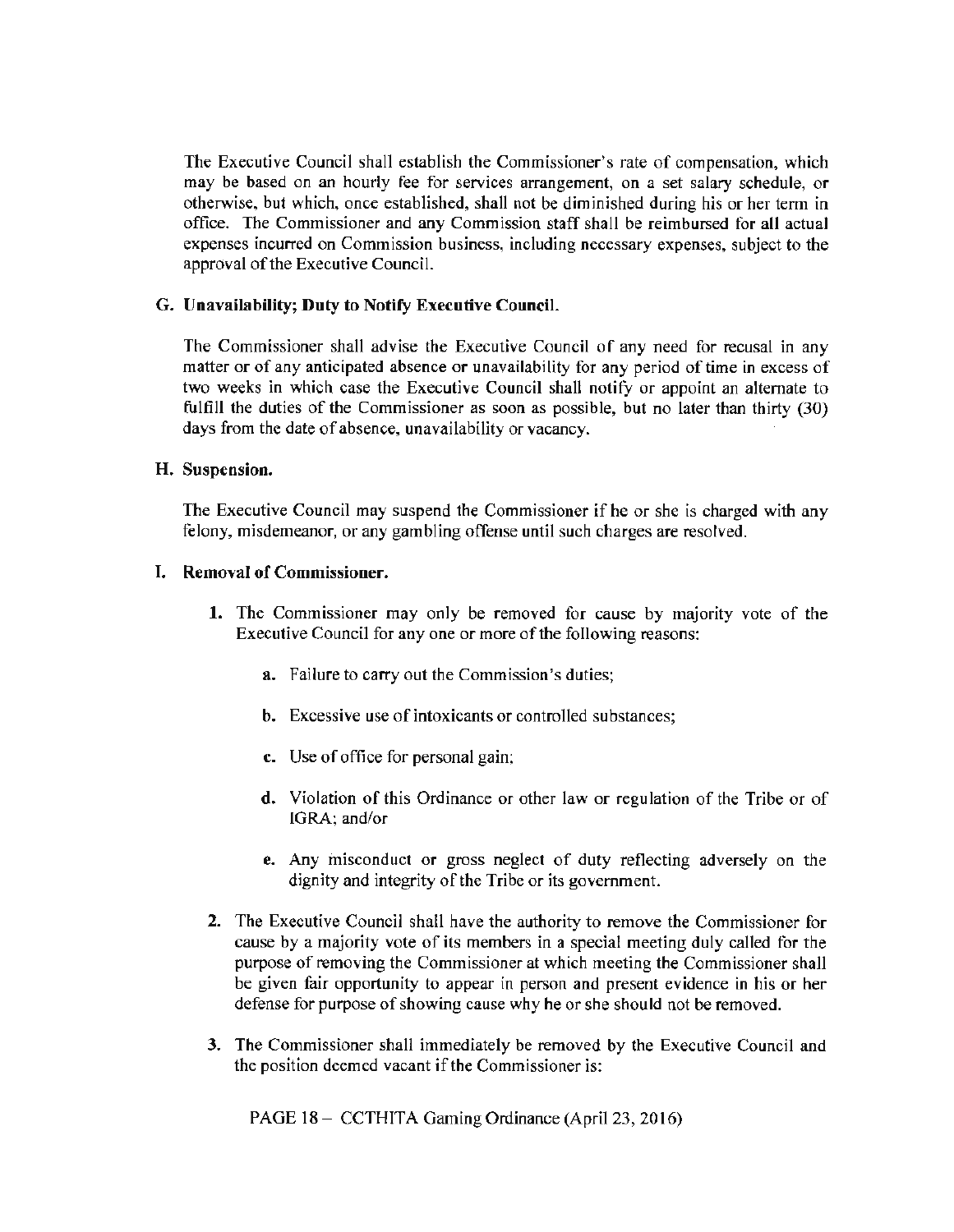The Executive Council shall establish the Commissioner's rate of compensation, which may be based on an hourly fee for services arrangement, on a set salary schedule, or otherwise, but which, once established, shall not be diminished during his or her term in office. The Commissioner and any Commission staff shall be reimbursed for all actual expenses incurred on Commission business, including necessary expenses, subject to the approval of the Executive Council.

**G. Unavailability; Duty to Notify Executive Council.**

The Commissioner shall advise the Executive Council of any need for recusal in any matter or of any anticipated absence or unavailability for any period of time in excess of two weeks in which case the Executive Council shall notify or appoint an alternate to fulfill the duties of the Commissioner as soon as possible, but no later than thirty (30) days from the date of absence, unavailability or vacancy.

**H. Suspension.**

The Executive Council may suspend the Commissioner if he or she is charged with any felony, misdemeanor, or any gambling offense until such charges are resolved.

**I. Removal of Commissioner.**

1. The Commissioner may only be removed for cause by majority vote of the Executive Council for any one or more of the following reasons:

    a. Failure to carry out the Commission's duties;

    b. Excessive use of intoxicants or controlled substances;

    c. Use of office for personal gain;

    d. Violation of this Ordinance or other law or regulation of the Tribe or of IGRA; and/or

    e. Any misconduct or gross neglect of duty reflecting adversely on the dignity and integrity of the Tribe or its government.

2. The Executive Council shall have the authority to remove the Commissioner for cause by a majority vote of its members in a special meeting duly called for the purpose of removing the Commissioner at which meeting the Commissioner shall be given fair opportunity to appear in person and present evidence in his or her defense for purpose of showing cause why he or she should not be removed.

3. The Commissioner shall immediately be removed by the Executive Council and the position deemed vacant if the Commissioner is: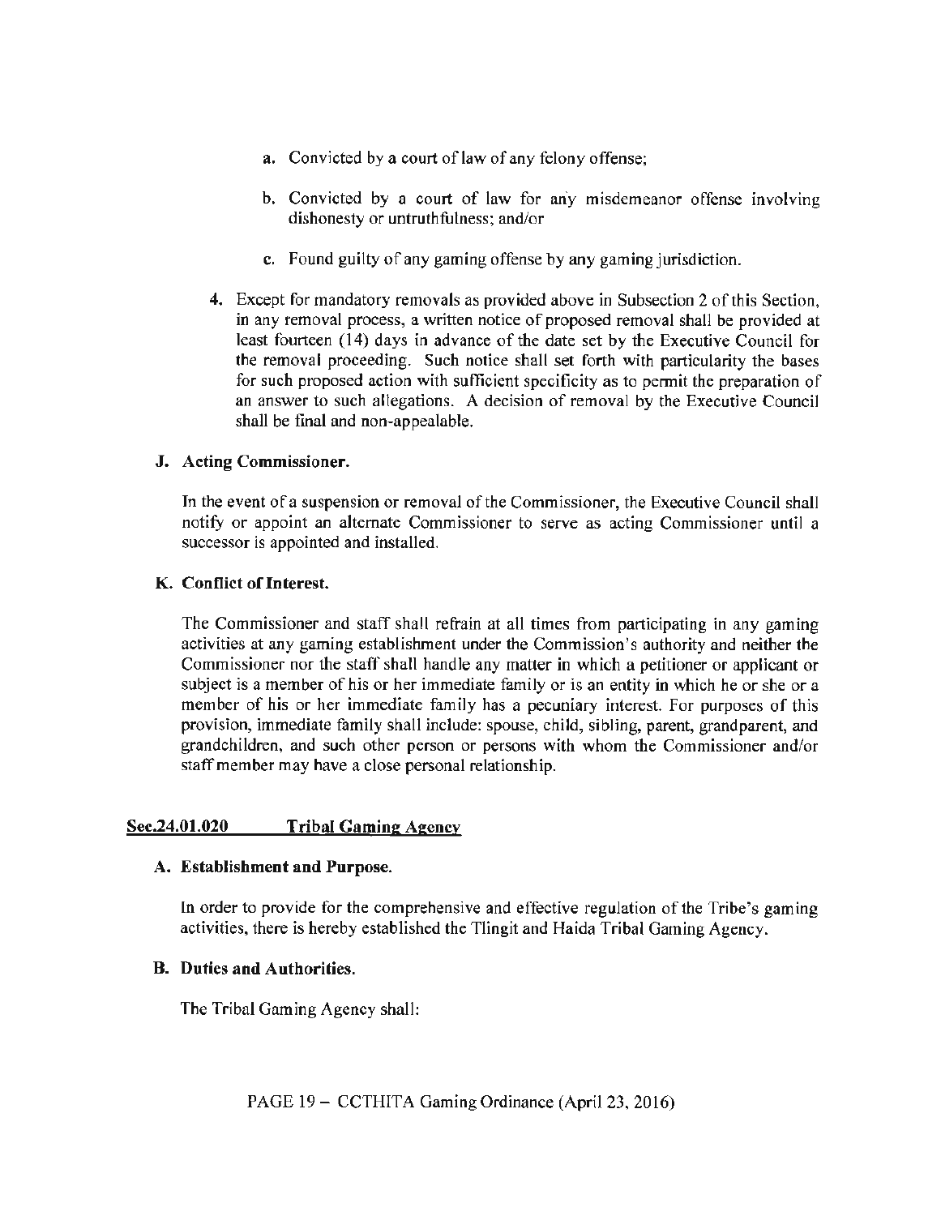a. Convicted by a court of law of any felony offense;

b. Convicted by a court of law for any misdemeanor offense involving dishonesty or untruthfulness; and/or

c. Found guilty of any gaming offense by any gaming jurisdiction.

4. Except for mandatory removals as provided above in Subsection 2 of this Section, in any removal process, a written notice of proposed removal shall be provided at least fourteen (14) days in advance of the date set by the Executive Council for the removal proceeding. Such notice shall set forth with particularity the bases for such proposed action with sufficient specificity as to permit the preparation of an answer to such allegations. A decision of removal by the Executive Council shall be final and non-appealable.

**J. Acting Commissioner.**

In the event of a suspension or removal of the Commissioner, the Executive Council shall notify or appoint an alternate Commissioner to serve as acting Commissioner until a successor is appointed and installed.

**K. Conflict of Interest.**

The Commissioner and staff shall refrain at all times from participating in any gaming activities at any gaming establishment under the Commission's authority and neither the Commissioner nor the staff shall handle any matter in which a petitioner or applicant or subject is a member of his or her immediate family or is an entity in which he or she or a member of his or her immediate family has a pecuniary interest. For purposes of this provision, immediate family shall include: spouse, child, sibling, parent, grandparent, and grandchildren, and such other person or persons with whom the Commissioner and/or staff member may have a close personal relationship.

## Sec.24.01.020 Tribal Gaming Agency

**A. Establishment and Purpose.**

In order to provide for the comprehensive and effective regulation of the Tribe's gaming activities, there is hereby established the Tlingit and Haida Tribal Gaming Agency.

**B. Duties and Authorities.**

The Tribal Gaming Agency shall: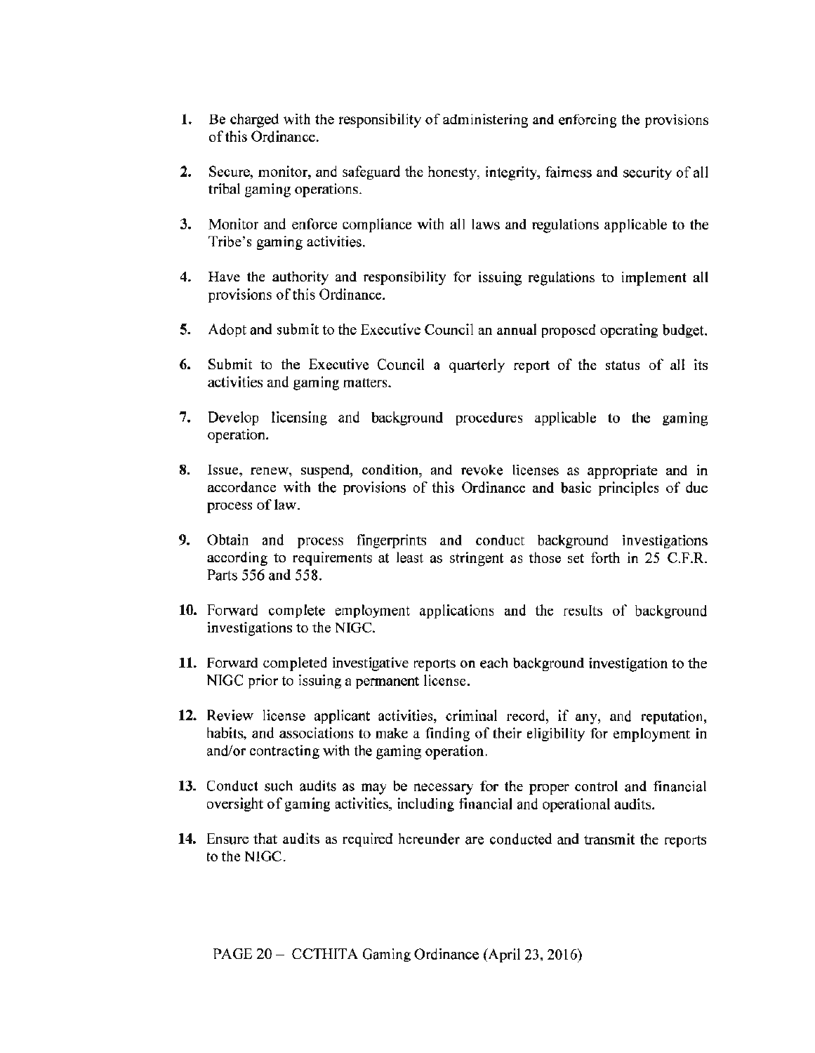1. Be charged with the responsibility of administering and enforcing the provisions of this Ordinance.

2. Secure, monitor, and safeguard the honesty, integrity, fairness and security of all tribal gaming operations.

3. Monitor and enforce compliance with all laws and regulations applicable to the Tribe's gaming activities.

4. Have the authority and responsibility for issuing regulations to implement all provisions of this Ordinance.

5. Adopt and submit to the Executive Council an annual proposed operating budget.

6. Submit to the Executive Council a quarterly report of the status of all its activities and gaming matters.

7. Develop licensing and background procedures applicable to the gaming operation.

8. Issue, renew, suspend, condition, and revoke licenses as appropriate and in accordance with the provisions of this Ordinance and basic principles of due process of law.

9. Obtain and process fingerprints and conduct background investigations according to requirements at least as stringent as those set forth in 25 C.F.R. Parts 556 and 558.

10. Forward complete employment applications and the results of background investigations to the NIGC.

11. Forward completed investigative reports on each background investigation to the NIGC prior to issuing a permanent license.

12. Review license applicant activities, criminal record, if any, and reputation, habits, and associations to make a finding of their eligibility for employment in and/or contracting with the gaming operation.

13. Conduct such audits as may be necessary for the proper control and financial oversight of gaming activities, including financial and operational audits.

14. Ensure that audits as required hereunder are conducted and transmit the reports to the NIGC.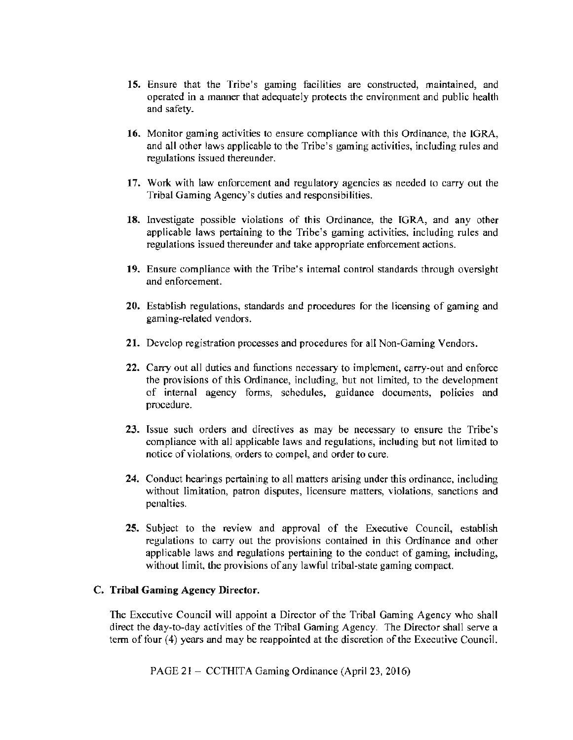15. Ensure that the Tribe's gaming facilities are constructed, maintained, and operated in a manner that adequately protects the environment and public health and safety.

16. Monitor gaming activities to ensure compliance with this Ordinance, the IGRA, and all other laws applicable to the Tribe's gaming activities, including rules and regulations issued thereunder.

17. Work with law enforcement and regulatory agencies as needed to carry out the Tribal Gaming Agency's duties and responsibilities.

18. Investigate possible violations of this Ordinance, the IGRA, and any other applicable laws pertaining to the Tribe's gaming activities, including rules and regulations issued thereunder and take appropriate enforcement actions.

19. Ensure compliance with the Tribe's internal control standards through oversight and enforcement.

20. Establish regulations, standards and procedures for the licensing of gaming and gaming-related vendors.

21. Develop registration processes and procedures for all Non-Gaming Vendors.

22. Carry out all duties and functions necessary to implement, carry-out and enforce the provisions of this Ordinance, including, but not limited, to the development of internal agency forms, schedules, guidance documents, policies and procedure.

23. Issue such orders and directives as may be necessary to ensure the Tribe's compliance with all applicable laws and regulations, including but not limited to notice of violations, orders to compel, and order to cure.

24. Conduct hearings pertaining to all matters arising under this ordinance, including without limitation, patron disputes, licensure matters, violations, sanctions and penalties.

25. Subject to the review and approval of the Executive Council, establish regulations to carry out the provisions contained in this Ordinance and other applicable laws and regulations pertaining to the conduct of gaming, including, without limit, the provisions of any lawful tribal-state gaming compact.

### C. Tribal Gaming Agency Director.

The Executive Council will appoint a Director of the Tribal Gaming Agency who shall direct the day-to-day activities of the Tribal Gaming Agency. The Director shall serve a term of four (4) years and may be reappointed at the discretion of the Executive Council.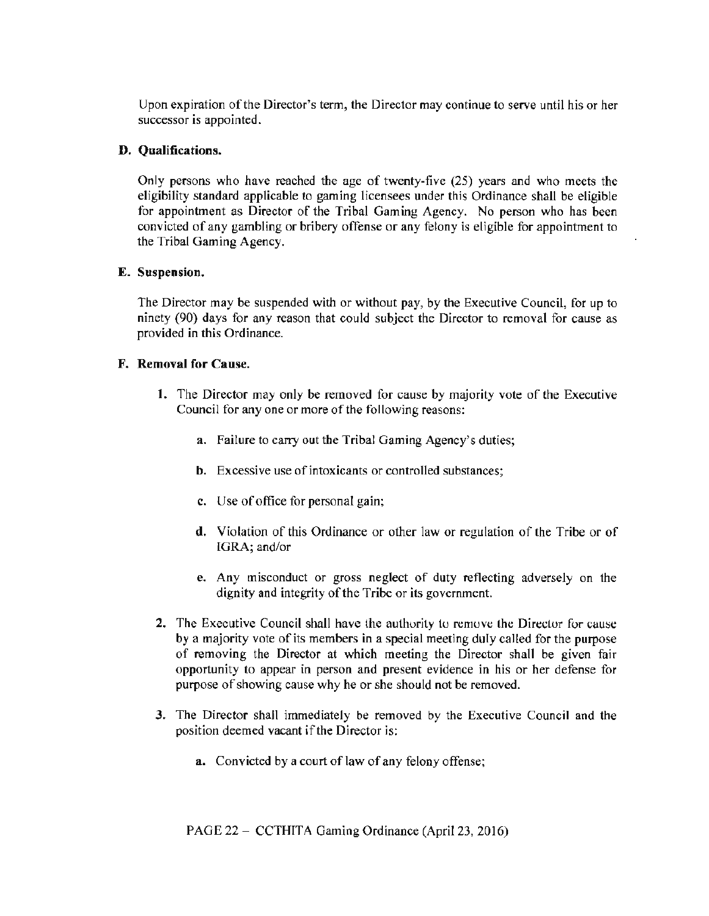Upon expiration of the Director's term, the Director may continue to serve until his or her successor is appointed.

**D. Qualifications.**

Only persons who have reached the age of twenty-five (25) years and who meets the eligibility standard applicable to gaming licensees under this Ordinance shall be eligible for appointment as Director of the Tribal Gaming Agency. No person who has been convicted of any gambling or bribery offense or any felony is eligible for appointment to the Tribal Gaming Agency.

**E. Suspension.**

The Director may be suspended with or without pay, by the Executive Council, for up to ninety (90) days for any reason that could subject the Director to removal for cause as provided in this Ordinance.

**F. Removal for Cause.**

1. The Director may only be removed for cause by majority vote of the Executive Council for any one or more of the following reasons:

    a. Failure to carry out the Tribal Gaming Agency's duties;

    b. Excessive use of intoxicants or controlled substances;

    c. Use of office for personal gain;

    d. Violation of this Ordinance or other law or regulation of the Tribe or of IGRA; and/or

    e. Any misconduct or gross neglect of duty reflecting adversely on the dignity and integrity of the Tribe or its government.

2. The Executive Council shall have the authority to remove the Director for cause by a majority vote of its members in a special meeting duly called for the purpose of removing the Director at which meeting the Director shall be given fair opportunity to appear in person and present evidence in his or her defense for purpose of showing cause why he or she should not be removed.

3. The Director shall immediately be removed by the Executive Council and the position deemed vacant if the Director is:

    a. Convicted by a court of law of any felony offense;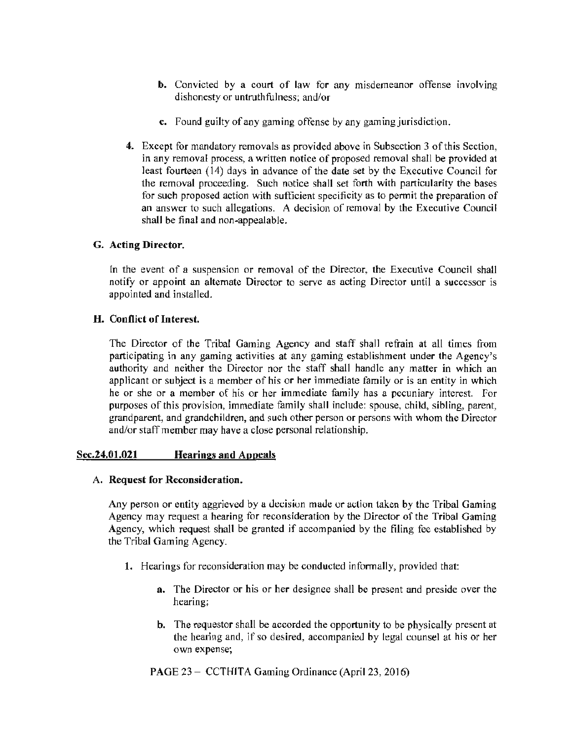b. Convicted by a court of law for any misdemeanor offense involving dishonesty or untruthfulness; and/or

   c. Found guilty of any gaming offense by any gaming jurisdiction.

4. Except for mandatory removals as provided above in Subsection 3 of this Section, in any removal process, a written notice of proposed removal shall be provided at least fourteen (14) days in advance of the date set by the Executive Council for the removal proceeding. Such notice shall set forth with particularity the bases for such proposed action with sufficient specificity as to permit the preparation of an answer to such allegations. A decision of removal by the Executive Council shall be final and non-appealable.

**G. Acting Director.**

In the event of a suspension or removal of the Director, the Executive Council shall notify or appoint an alternate Director to serve as acting Director until a successor is appointed and installed.

**H. Conflict of Interest.**

The Director of the Tribal Gaming Agency and staff shall refrain at all times from participating in any gaming activities at any gaming establishment under the Agency's authority and neither the Director nor the staff shall handle any matter in which an applicant or subject is a member of his or her immediate family or is an entity in which he or she or a member of his or her immediate family has a pecuniary interest. For purposes of this provision, immediate family shall include: spouse, child, sibling, parent, grandparent, and grandchildren, and such other person or persons with whom the Director and/or staff member may have a close personal relationship.

## Sec.24.01.021 Hearings and Appeals

**A. Request for Reconsideration.**

Any person or entity aggrieved by a decision made or action taken by the Tribal Gaming Agency may request a hearing for reconsideration by the Director of the Tribal Gaming Agency, which request shall be granted if accompanied by the filing fee established by the Tribal Gaming Agency.

1. Hearings for reconsideration may be conducted informally, provided that:

   a. The Director or his or her designee shall be present and preside over the hearing;

   b. The requestor shall be accorded the opportunity to be physically present at the hearing and, if so desired, accompanied by legal counsel at his or her own expense;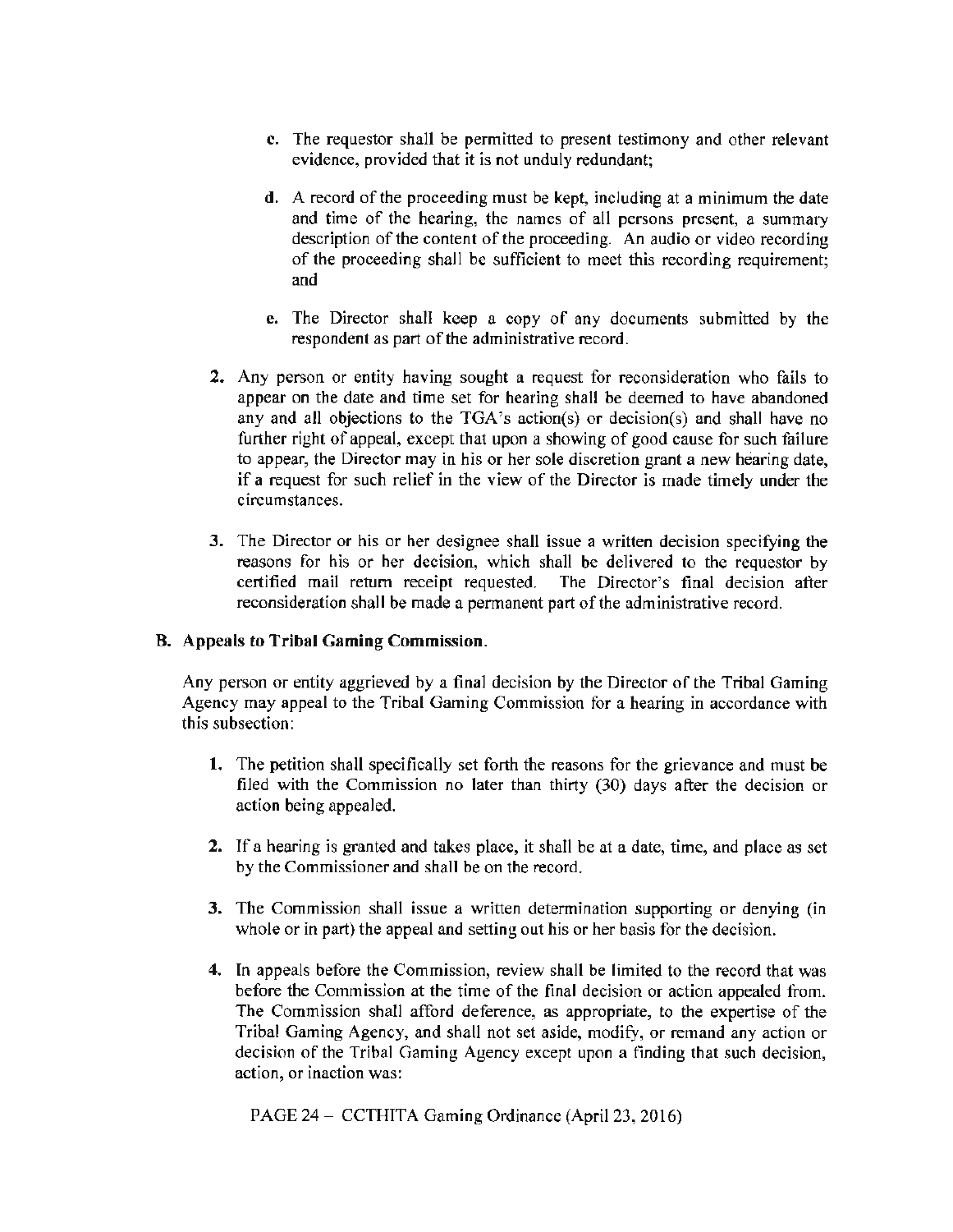c. The requestor shall be permitted to present testimony and other relevant evidence, provided that it is not unduly redundant;

d. A record of the proceeding must be kept, including at a minimum the date and time of the hearing, the names of all persons present, a summary description of the content of the proceeding. An audio or video recording of the proceeding shall be sufficient to meet this recording requirement; and

e. The Director shall keep a copy of any documents submitted by the respondent as part of the administrative record.

2. Any person or entity having sought a request for reconsideration who fails to appear on the date and time set for hearing shall be deemed to have abandoned any and all objections to the TGA's action(s) or decision(s) and shall have no further right of appeal, except that upon a showing of good cause for such failure to appear, the Director may in his or her sole discretion grant a new hearing date, if a request for such relief in the view of the Director is made timely under the circumstances.

3. The Director or his or her designee shall issue a written decision specifying the reasons for his or her decision, which shall be delivered to the requestor by certified mail return receipt requested. The Director's final decision after reconsideration shall be made a permanent part of the administrative record.

**B. Appeals to Tribal Gaming Commission.**

Any person or entity aggrieved by a final decision by the Director of the Tribal Gaming Agency may appeal to the Tribal Gaming Commission for a hearing in accordance with this subsection:

1. The petition shall specifically set forth the reasons for the grievance and must be filed with the Commission no later than thirty (30) days after the decision or action being appealed.

2. If a hearing is granted and takes place, it shall be at a date, time, and place as set by the Commissioner and shall be on the record.

3. The Commission shall issue a written determination supporting or denying (in whole or in part) the appeal and setting out his or her basis for the decision.

4. In appeals before the Commission, review shall be limited to the record that was before the Commission at the time of the final decision or action appealed from. The Commission shall afford deference, as appropriate, to the expertise of the Tribal Gaming Agency, and shall not set aside, modify, or remand any action or decision of the Tribal Gaming Agency except upon a finding that such decision, action, or inaction was: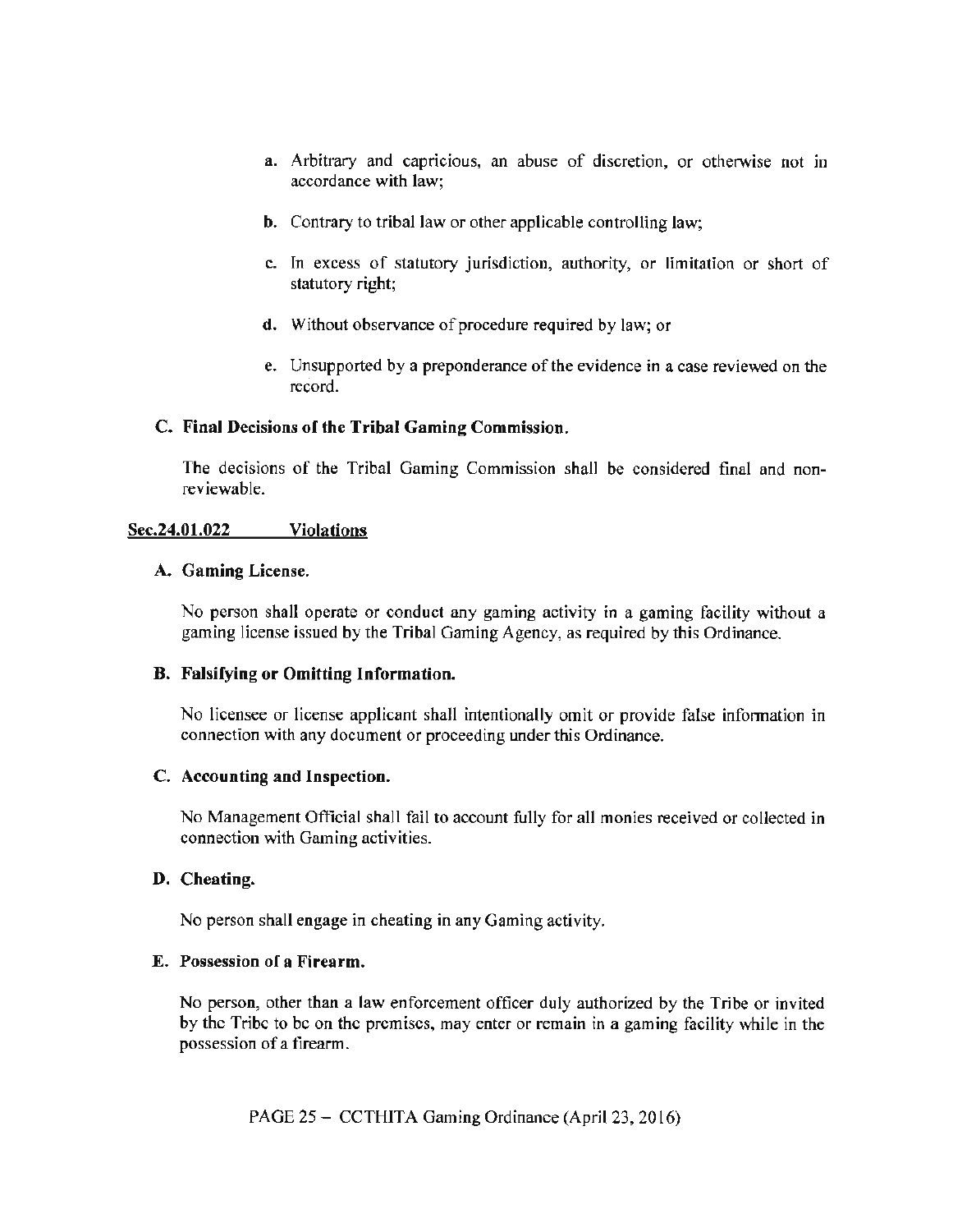a. Arbitrary and capricious, an abuse of discretion, or otherwise not in accordance with law;

b. Contrary to tribal law or other applicable controlling law;

c. In excess of statutory jurisdiction, authority, or limitation or short of statutory right;

d. Without observance of procedure required by law; or

e. Unsupported by a preponderance of the evidence in a case reviewed on the record.

**C. Final Decisions of the Tribal Gaming Commission.**

The decisions of the Tribal Gaming Commission shall be considered final and non-reviewable.

## Sec.24.01.022 Violations

**A. Gaming License.**

No person shall operate or conduct any gaming activity in a gaming facility without a gaming license issued by the Tribal Gaming Agency, as required by this Ordinance.

**B. Falsifying or Omitting Information.**

No licensee or license applicant shall intentionally omit or provide false information in connection with any document or proceeding under this Ordinance.

**C. Accounting and Inspection.**

No Management Official shall fail to account fully for all monies received or collected in connection with Gaming activities.

**D. Cheating.**

No person shall engage in cheating in any Gaming activity.

**E. Possession of a Firearm.**

No person, other than a law enforcement officer duly authorized by the Tribe or invited by the Tribe to be on the premises, may enter or remain in a gaming facility while in the possession of a firearm.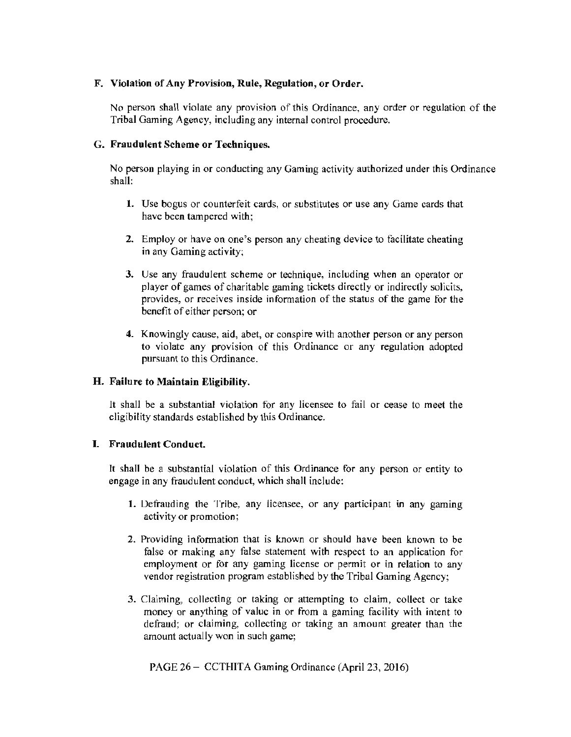**F. Violation of Any Provision, Rule, Regulation, or Order.**

No person shall violate any provision of this Ordinance, any order or regulation of the Tribal Gaming Agency, including any internal control procedure.

**G. Fraudulent Scheme or Techniques.**

No person playing in or conducting any Gaming activity authorized under this Ordinance shall:

1. Use bogus or counterfeit cards, or substitutes or use any Game cards that have been tampered with;

2. Employ or have on one's person any cheating device to facilitate cheating in any Gaming activity;

3. Use any fraudulent scheme or technique, including when an operator or player of games of charitable gaming tickets directly or indirectly solicits, provides, or receives inside information of the status of the game for the benefit of either person; or

4. Knowingly cause, aid, abet, or conspire with another person or any person to violate any provision of this Ordinance or any regulation adopted pursuant to this Ordinance.

**H. Failure to Maintain Eligibility.**

It shall be a substantial violation for any licensee to fail or cease to meet the eligibility standards established by this Ordinance.

**I. Fraudulent Conduct.**

It shall be a substantial violation of this Ordinance for any person or entity to engage in any fraudulent conduct, which shall include:

1. Defrauding the Tribe, any licensee, or any participant in any gaming activity or promotion;

2. Providing information that is known or should have been known to be false or making any false statement with respect to an application for employment or for any gaming license or permit or in relation to any vendor registration program established by the Tribal Gaming Agency;

3. Claiming, collecting or taking or attempting to claim, collect or take money or anything of value in or from a gaming facility with intent to defraud; or claiming, collecting or taking an amount greater than the amount actually won in such game;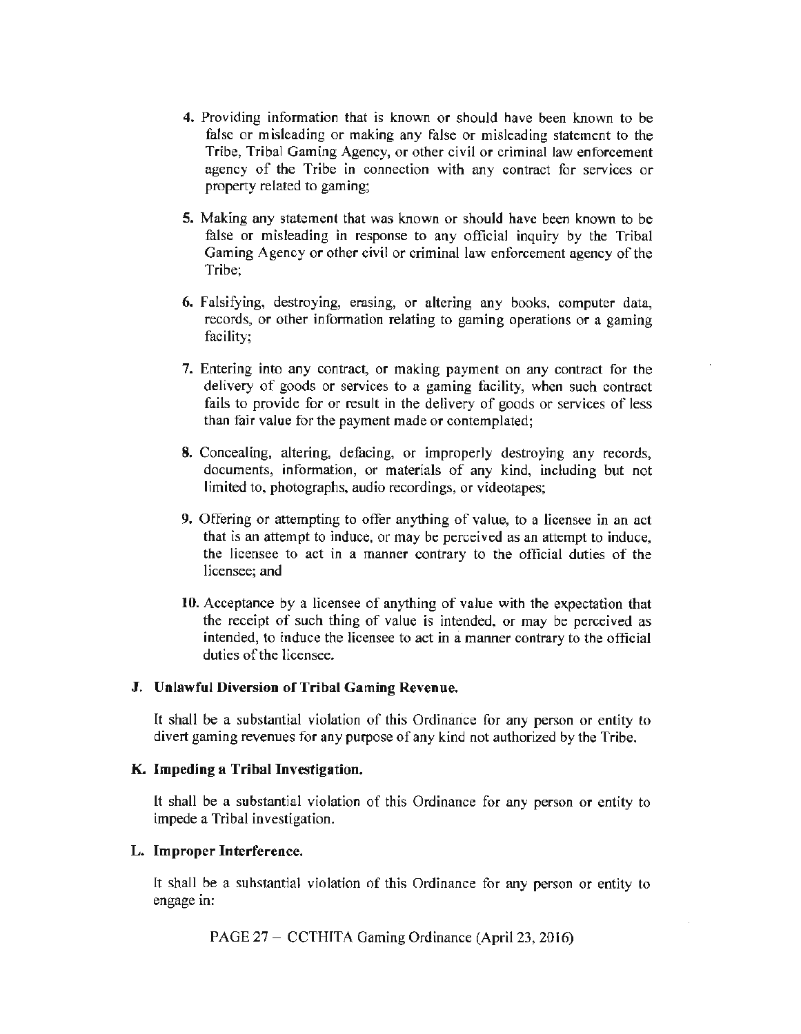4. Providing information that is known or should have been known to be false or misleading or making any false or misleading statement to the Tribe, Tribal Gaming Agency, or other civil or criminal law enforcement agency of the Tribe in connection with any contract for services or property related to gaming;

5. Making any statement that was known or should have been known to be false or misleading in response to any official inquiry by the Tribal Gaming Agency or other civil or criminal law enforcement agency of the Tribe;

6. Falsifying, destroying, erasing, or altering any books, computer data, records, or other information relating to gaming operations or a gaming facility;

7. Entering into any contract, or making payment on any contract for the delivery of goods or services to a gaming facility, when such contract fails to provide for or result in the delivery of goods or services of less than fair value for the payment made or contemplated;

8. Concealing, altering, defacing, or improperly destroying any records, documents, information, or materials of any kind, including but not limited to, photographs, audio recordings, or videotapes;

9. Offering or attempting to offer anything of value, to a licensee in an act that is an attempt to induce, or may be perceived as an attempt to induce, the licensee to act in a manner contrary to the official duties of the licensee; and

10. Acceptance by a licensee of anything of value with the expectation that the receipt of such thing of value is intended, or may be perceived as intended, to induce the licensee to act in a manner contrary to the official duties of the licensee.

**J. Unlawful Diversion of Tribal Gaming Revenue.**

It shall be a substantial violation of this Ordinance for any person or entity to divert gaming revenues for any purpose of any kind not authorized by the Tribe.

**K. Impeding a Tribal Investigation.**

It shall be a substantial violation of this Ordinance for any person or entity to impede a Tribal investigation.

**L. Improper Interference.**

It shall be a substantial violation of this Ordinance for any person or entity to engage in: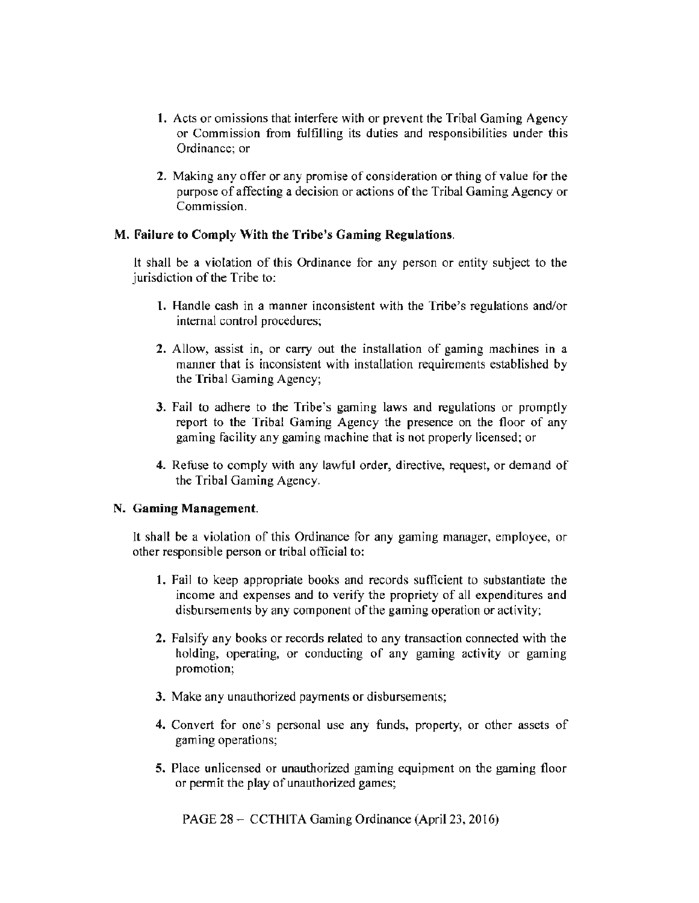1. Acts or omissions that interfere with or prevent the Tribal Gaming Agency or Commission from fulfilling its duties and responsibilities under this Ordinance; or

2. Making any offer or any promise of consideration or thing of value for the purpose of affecting a decision or actions of the Tribal Gaming Agency or Commission.

**M. Failure to Comply With the Tribe's Gaming Regulations.**

It shall be a violation of this Ordinance for any person or entity subject to the jurisdiction of the Tribe to:

1. Handle cash in a manner inconsistent with the Tribe's regulations and/or internal control procedures;

2. Allow, assist in, or carry out the installation of gaming machines in a manner that is inconsistent with installation requirements established by the Tribal Gaming Agency;

3. Fail to adhere to the Tribe's gaming laws and regulations or promptly report to the Tribal Gaming Agency the presence on the floor of any gaming facility any gaming machine that is not properly licensed; or

4. Refuse to comply with any lawful order, directive, request, or demand of the Tribal Gaming Agency.

**N. Gaming Management.**

It shall be a violation of this Ordinance for any gaming manager, employee, or other responsible person or tribal official to:

1. Fail to keep appropriate books and records sufficient to substantiate the income and expenses and to verify the propriety of all expenditures and disbursements by any component of the gaming operation or activity;

2. Falsify any books or records related to any transaction connected with the holding, operating, or conducting of any gaming activity or gaming promotion;

3. Make any unauthorized payments or disbursements;

4. Convert for one's personal use any funds, property, or other assets of gaming operations;

5. Place unlicensed or unauthorized gaming equipment on the gaming floor or permit the play of unauthorized games;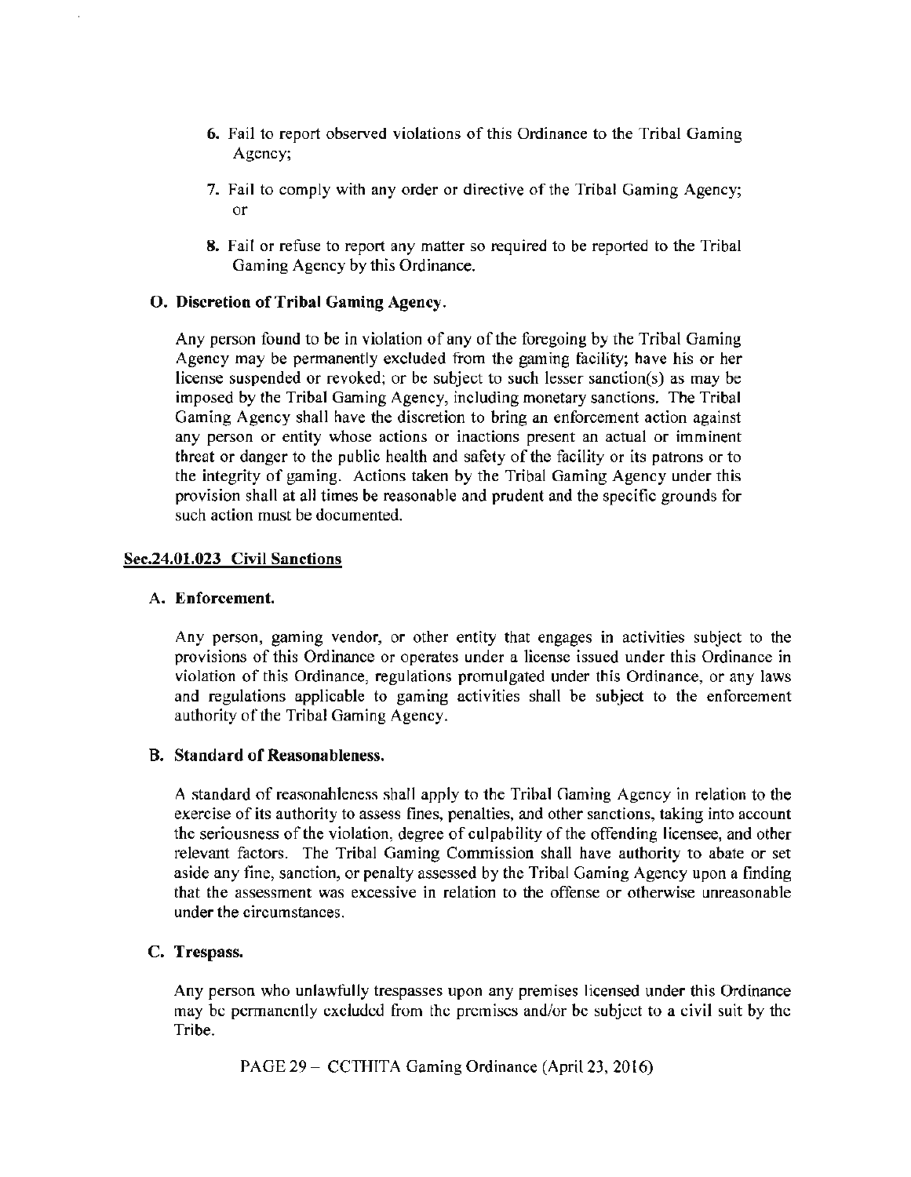6. Fail to report observed violations of this Ordinance to the Tribal Gaming Agency;

7. Fail to comply with any order or directive of the Tribal Gaming Agency; or

8. Fail or refuse to report any matter so required to be reported to the Tribal Gaming Agency by this Ordinance.

**O. Discretion of Tribal Gaming Agency.**

Any person found to be in violation of any of the foregoing by the Tribal Gaming Agency may be permanently excluded from the gaming facility; have his or her license suspended or revoked; or be subject to such lesser sanction(s) as may be imposed by the Tribal Gaming Agency, including monetary sanctions. The Tribal Gaming Agency shall have the discretion to bring an enforcement action against any person or entity whose actions or inactions present an actual or imminent threat or danger to the public health and safety of the facility or its patrons or to the integrity of gaming. Actions taken by the Tribal Gaming Agency under this provision shall at all times be reasonable and prudent and the specific grounds for such action must be documented.

## Sec.24.01.023 Civil Sanctions

**A. Enforcement.**

Any person, gaming vendor, or other entity that engages in activities subject to the provisions of this Ordinance or operates under a license issued under this Ordinance in violation of this Ordinance, regulations promulgated under this Ordinance, or any laws and regulations applicable to gaming activities shall be subject to the enforcement authority of the Tribal Gaming Agency.

**B. Standard of Reasonableness.**

A standard of reasonableness shall apply to the Tribal Gaming Agency in relation to the exercise of its authority to assess fines, penalties, and other sanctions, taking into account the seriousness of the violation, degree of culpability of the offending licensee, and other relevant factors. The Tribal Gaming Commission shall have authority to abate or set aside any fine, sanction, or penalty assessed by the Tribal Gaming Agency upon a finding that the assessment was excessive in relation to the offense or otherwise unreasonable under the circumstances.

**C. Trespass.**

Any person who unlawfully trespasses upon any premises licensed under this Ordinance may be permanently excluded from the premises and/or be subject to a civil suit by the Tribe.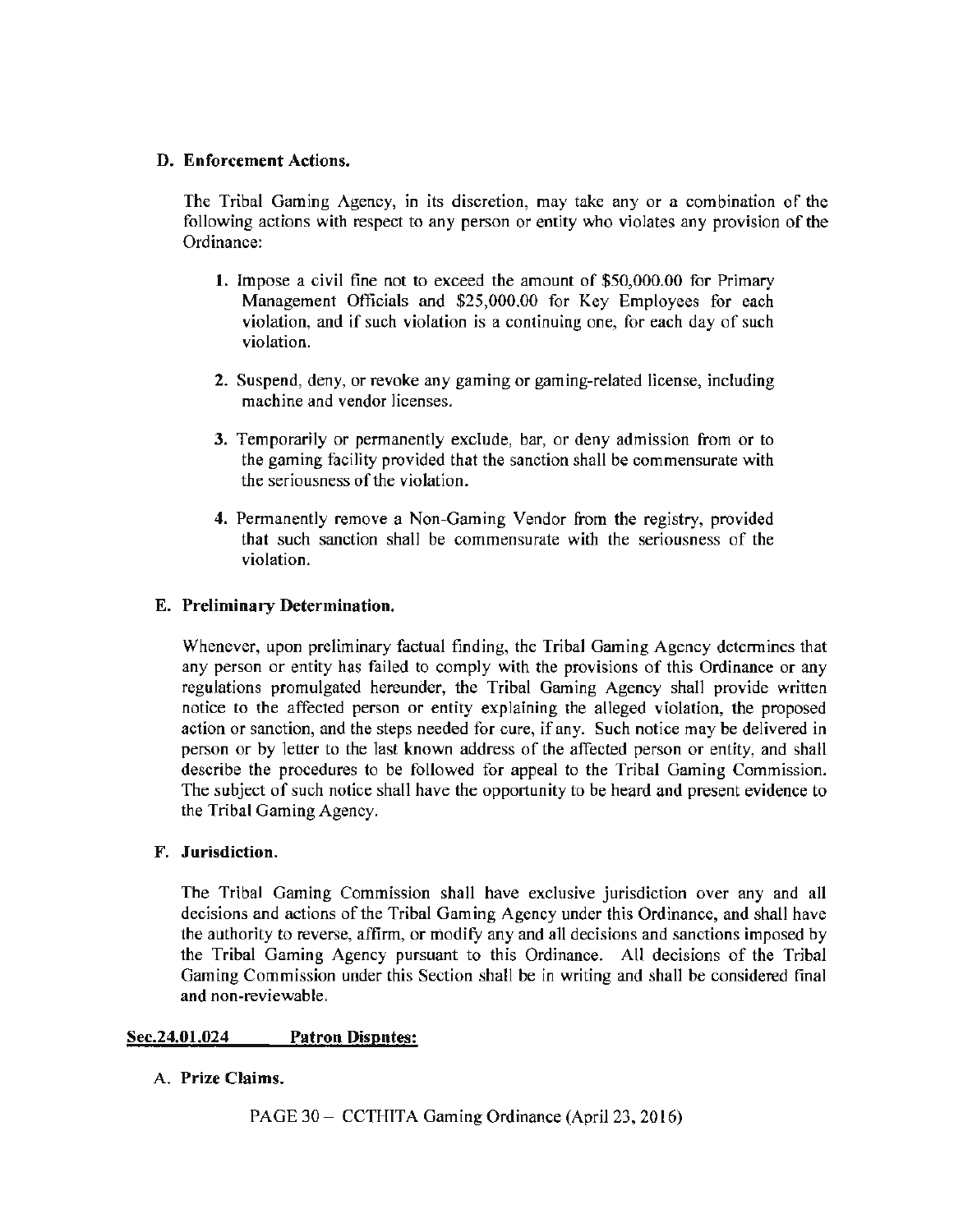**D. Enforcement Actions.**

The Tribal Gaming Agency, in its discretion, may take any or a combination of the following actions with respect to any person or entity who violates any provision of the Ordinance:

1. Impose a civil fine not to exceed the amount of $50,000.00 for Primary Management Officials and $25,000.00 for Key Employees for each violation, and if such violation is a continuing one, for each day of such violation.

2. Suspend, deny, or revoke any gaming or gaming-related license, including machine and vendor licenses.

3. Temporarily or permanently exclude, bar, or deny admission from or to the gaming facility provided that the sanction shall be commensurate with the seriousness of the violation.

4. Permanently remove a Non-Gaming Vendor from the registry, provided that such sanction shall be commensurate with the seriousness of the violation.

**E. Preliminary Determination.**

Whenever, upon preliminary factual finding, the Tribal Gaming Agency determines that any person or entity has failed to comply with the provisions of this Ordinance or any regulations promulgated hereunder, the Tribal Gaming Agency shall provide written notice to the affected person or entity explaining the alleged violation, the proposed action or sanction, and the steps needed for cure, if any. Such notice may be delivered in person or by letter to the last known address of the affected person or entity, and shall describe the procedures to be followed for appeal to the Tribal Gaming Commission. The subject of such notice shall have the opportunity to be heard and present evidence to the Tribal Gaming Agency.

**F. Jurisdiction.**

The Tribal Gaming Commission shall have exclusive jurisdiction over any and all decisions and actions of the Tribal Gaming Agency under this Ordinance, and shall have the authority to reverse, affirm, or modify any and all decisions and sanctions imposed by the Tribal Gaming Agency pursuant to this Ordinance. All decisions of the Tribal Gaming Commission under this Section shall be in writing and shall be considered final and non-reviewable.

**Sec.24.01.024 Patron Disputes:**

A. **Prize Claims.**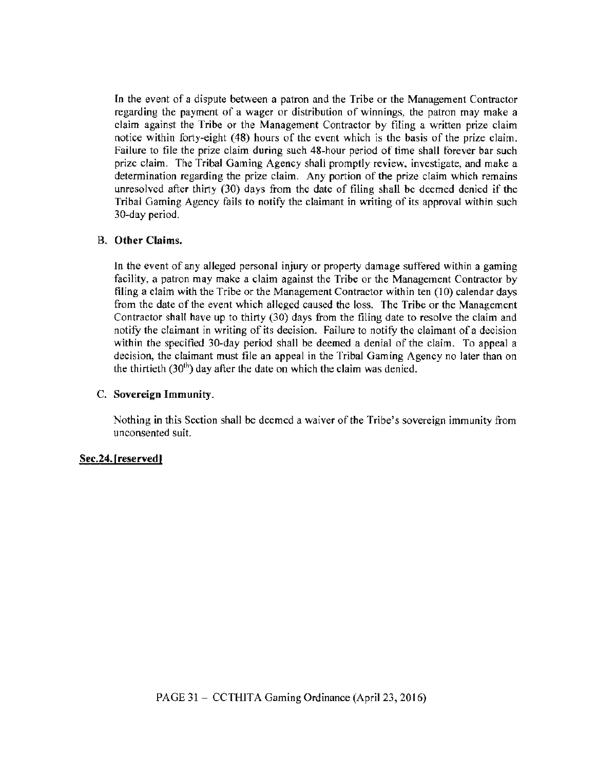In the event of a dispute between a patron and the Tribe or the Management Contractor regarding the payment of a wager or distribution of winnings, the patron may make a claim against the Tribe or the Management Contractor by filing a written prize claim notice within forty-eight (48) hours of the event which is the basis of the prize claim. Failure to file the prize claim during such 48-hour period of time shall forever bar such prize claim. The Tribal Gaming Agency shall promptly review, investigate, and make a determination regarding the prize claim. Any portion of the prize claim which remains unresolved after thirty (30) days from the date of filing shall be deemed denied if the Tribal Gaming Agency fails to notify the claimant in writing of its approval within such 30-day period.

B. **Other Claims.**

In the event of any alleged personal injury or property damage suffered within a gaming facility, a patron may make a claim against the Tribe or the Management Contractor by filing a claim with the Tribe or the Management Contractor within ten (10) calendar days from the date of the event which alleged caused the loss. The Tribe or the Management Contractor shall have up to thirty (30) days from the filing date to resolve the claim and notify the claimant in writing of its decision. Failure to notify the claimant of a decision within the specified 30-day period shall be deemed a denial of the claim. To appeal a decision, the claimant must file an appeal in the Tribal Gaming Agency no later than on the thirtieth (30th) day after the date on which the claim was denied.

C. **Sovereign Immunity.**

Nothing in this Section shall be deemed a waiver of the Tribe's sovereign immunity from unconsented suit.

**Sec.24. [reserved]**